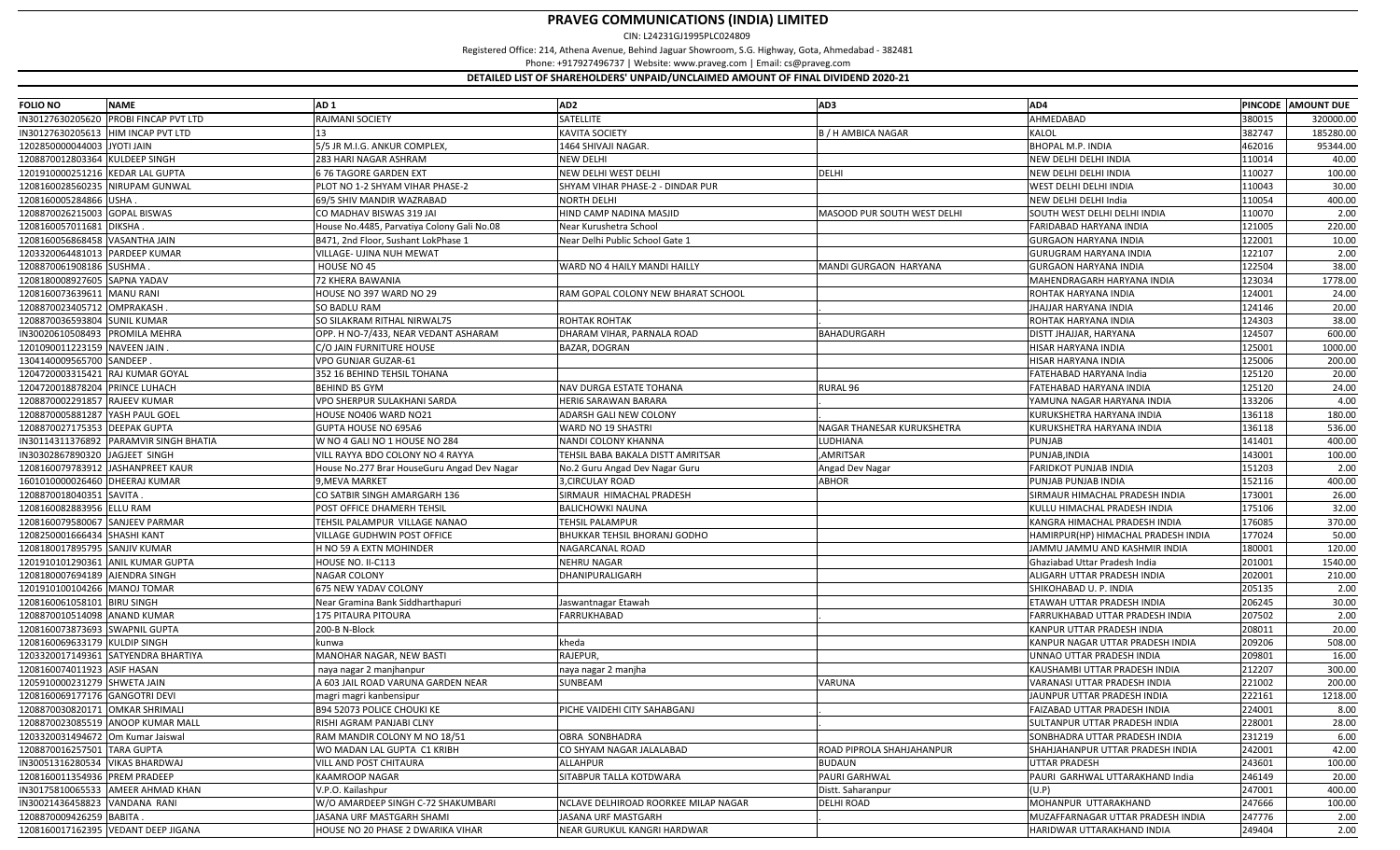# PRAVEG COMMUNICATIONS (INDIA) LIMITED

CIN: L24231GJ1995PLC024809

Registered Office: 214, Athena Avenue, Behind Jaguar Showroom, S.G. Highway, Gota, Ahmedabad - 382481

Phone: +917927496737 | Website: www.praveg.com | Email: cs@praveg.com

**DETAILED LIST OF SHAREHOLDERS' UNPAID/UNCLAIMED AMOUNT OF FINAL DIVIDEND 2020-21**

| FOLIO NO | NAME | AD 1 | AD2 | AD3 | AD4 | PINCODE | AMOUNT DUE |
|---|---|---|---|---|---|---|---|
| IN30127630205620 | PROBI FINCAP PVT LTD | RAJMANI SOCIETY | SATELLITE | | AHMEDABAD | 380015 | 320000.00 |
| IN30127630205613 | HIM INCAP PVT LTD | 13 | KAVITA SOCIETY | B / H AMBICA NAGAR | KALOL | 382747 | 185280.00 |
| 1202850000044003 | JYOTI JAIN | 5/5 JR M.I.G. ANKUR COMPLEX, | 1464 SHIVAJI NAGAR. | | BHOPAL M.P. INDIA | 462016 | 95344.00 |
| 1208870012803364 | KULDEEP SINGH | 283 HARI NAGAR ASHRAM | NEW DELHI | | NEW DELHI DELHI INDIA | 110014 | 40.00 |
| 1201910000251216 | KEDAR LAL GUPTA | 6 76 TAGORE GARDEN EXT | NEW DELHI WEST DELHI | DELHI | NEW DELHI DELHI INDIA | 110027 | 100.00 |
| 1208160028560235 | NIRUPAM GUNWAL | PLOT NO 1-2 SHYAM VIHAR PHASE-2 | SHYAM VIHAR PHASE-2 - DINDAR PUR | | WEST DELHI DELHI INDIA | 110043 | 30.00 |
| 1208160005284866 | USHA . | 69/5 SHIV MANDIR WAZRABAD | NORTH DELHI | | NEW DELHI DELHI India | 110054 | 400.00 |
| 1208870026215003 | GOPAL BISWAS | CO MADHAV BISWAS 319 JAI | HIND CAMP NADINA MASJID | MASOOD PUR SOUTH WEST DELHI | SOUTH WEST DELHI DELHI INDIA | 110070 | 2.00 |
| 1208160057011681 | DIKSHA . | House No.4485, Parvatiya Colony Gali No.08 | Near Kurushetra School | | FARIDABAD HARYANA INDIA | 121005 | 220.00 |
| 1208160056868458 | VASANTHA JAIN | B471, 2nd Floor, Sushant LokPhase 1 | Near Delhi Public School Gate 1 | | GURGAON HARYANA INDIA | 122001 | 10.00 |
| 1203320064481013 | PARDEEP KUMAR | VILLAGE- UJINA NUH MEWAT | | | GURUGRAM HARYANA INDIA | 122107 | 2.00 |
| 1208870061908186 | SUSHMA . | HOUSE NO 45 | WARD NO 4 HAILY MANDI HAILLY | MANDI GURGAON HARYANA | GURGAON HARYANA INDIA | 122504 | 38.00 |
| 1208180008927605 | SAPNA YADAV | 72 KHERA BAWANIA | | | MAHENDRAGARH HARYANA INDIA | 123034 | 1778.00 |
| 1208160073639611 | MANU RANI | HOUSE NO 397 WARD NO 29 | RAM GOPAL COLONY NEW BHARAT SCHOOL | | ROHTAK HARYANA INDIA | 124001 | 24.00 |
| 1208870023405712 | OMPRAKASH . | SO BADLU RAM | | . | JHAJJAR HARYANA INDIA | 124146 | 20.00 |
| 1208870036593804 | SUNIL KUMAR | SO SILAKRAM RITHAL NIRWAL75 | ROHTAK ROHTAK | . | ROHTAK HARYANA INDIA | 124303 | 38.00 |
| IN30020610508493 | PROMILA MEHRA | OPP. H NO-7/433, NEAR VEDANT ASHARAM | DHARAM VIHAR, PARNALA ROAD | BAHADURGARH | DISTT JHAJJAR, HARYANA | 124507 | 600.00 |
| 1201090011223159 | NAVEEN JAIN . | C/O JAIN FURNITURE HOUSE | BAZAR, DOGRAN | | HISAR HARYANA INDIA | 125001 | 1000.00 |
| 1304140009565700 | SANDEEP . | VPO GUNJAR GUZAR-61 | | | HISAR HARYANA INDIA | 125006 | 200.00 |
| 1204720003315421 | RAJ KUMAR GOYAL | 352 16 BEHIND TEHSIL TOHANA | | | FATEHABAD HARYANA India | 125120 | 20.00 |
| 1204720018878204 | PRINCE LUHACH | BEHIND BS GYM | NAV DURGA ESTATE TOHANA | RURAL 96 | FATEHABAD HARYANA INDIA | 125120 | 24.00 |
| 1208870002291857 | RAJEEV KUMAR | VPO SHERPUR SULAKHANI SARDA | HERI6 SARAWAN BARARA | . | YAMUNA NAGAR HARYANA INDIA | 133206 | 4.00 |
| 1208870005881287 | YASH PAUL GOEL | HOUSE NO406 WARD NO21 | ADARSH GALI NEW COLONY | . | KURUKSHETRA HARYANA INDIA | 136118 | 180.00 |
| 1208870027175353 | DEEPAK GUPTA | GUPTA HOUSE NO 695A6 | WARD NO 19 SHASTRI | NAGAR THANESAR KURUKSHETRA | KURUKSHETRA HARYANA INDIA | 136118 | 536.00 |
| IN30114311376892 | PARAMVIR SINGH BHATIA | W NO 4 GALI NO 1 HOUSE NO 284 | NANDI COLONY KHANNA | LUDHIANA | PUNJAB | 141401 | 400.00 |
| IN30302867890320 | JAGJEET SINGH | VILL RAYYA BDO COLONY NO 4 RAYYA | TEHSIL BABA BAKALA DISTT AMRITSAR | ,AMRITSAR | PUNJAB,INDIA | 143001 | 100.00 |
| 1208160079783912 | JASHANPREET KAUR | House No.277 Brar HouseGuru Angad Dev Nagar | No.2 Guru Angad Dev Nagar Guru | Angad Dev Nagar | FARIDKOT PUNJAB INDIA | 151203 | 2.00 |
| 1601010000026460 | DHEERAJ KUMAR | 9,MEVA MARKET | 3,CIRCULAY ROAD | ABHOR | PUNJAB PUNJAB INDIA | 152116 | 400.00 |
| 1208870018040351 | SAVITA . | CO SATBIR SINGH AMARGARH 136 | SIRMAUR HIMACHAL PRADESH | . | SIRMAUR HIMACHAL PRADESH INDIA | 173001 | 26.00 |
| 1208160082883956 | ELLU RAM | POST OFFICE DHAMERH TEHSIL | BALICHOWKI NAUNA | | KULLU HIMACHAL PRADESH INDIA | 175106 | 32.00 |
| 1208160079580067 | SANJEEV PARMAR | TEHSIL PALAMPUR VILLAGE NANAO | TEHSIL PALAMPUR | | KANGRA HIMACHAL PRADESH INDIA | 176085 | 370.00 |
| 1208250001666434 | SHASHI KANT | VILLAGE GUDHWIN POST OFFICE | BHUKKAR TEHSIL BHORANJ GODHO | | HAMIRPUR(HP) HIMACHAL PRADESH INDIA | 177024 | 50.00 |
| 1208180017895795 | SANJIV KUMAR | H NO 59 A EXTN MOHINDER | NAGARCANAL ROAD | | JAMMU JAMMU AND KASHMIR INDIA | 180001 | 120.00 |
| 1201910101290361 | ANIL KUMAR GUPTA | HOUSE NO. II-C113 | NEHRU NAGAR | | Ghaziabad Uttar Pradesh India | 201001 | 1540.00 |
| 1208180007694189 | AJENDRA SINGH | NAGAR COLONY | DHANIPURALIGARH | | ALIGARH UTTAR PRADESH INDIA | 202001 | 210.00 |
| 1201910100104266 | MANOJ TOMAR | 675 NEW YADAV COLONY | | | SHIKOHABAD U. P. INDIA | 205135 | 2.00 |
| 1208160061058101 | BIRU SINGH | Near Gramina Bank Siddharthapuri | Jaswantnagar Etawah | | ETAWAH UTTAR PRADESH INDIA | 206245 | 30.00 |
| 1208870010514098 | ANAND KUMAR | 175 PITAURA PITOURA | FARRUKHABAD | . | FARRUKHABAD UTTAR PRADESH INDIA | 207502 | 2.00 |
| 1208160073873693 | SWAPNIL GUPTA | 200-B N-Block | | | KANPUR UTTAR PRADESH INDIA | 208011 | 20.00 |
| 1208160069633179 | KULDIP SINGH | kunwa | kheda | | KANPUR NAGAR UTTAR PRADESH INDIA | 209206 | 508.00 |
| 1203320017149361 | SATYENDRA BHARTIYA | MANOHAR NAGAR, NEW BASTI | RAJEPUR, | | UNNAO UTTAR PRADESH INDIA | 209801 | 16.00 |
| 1208160074011923 | ASIF HASAN | naya nagar 2 manjhanpur | naya nagar 2 manjha | | KAUSHAMBI UTTAR PRADESH INDIA | 212207 | 300.00 |
| 1205910000231279 | SHWETA JAIN | A 603 JAIL ROAD VARUNA GARDEN NEAR | SUNBEAM | VARUNA | VARANASI UTTAR PRADESH INDIA | 221002 | 200.00 |
| 1208160069177176 | GANGOTRI DEVI | magri magri kanbensipur | | | JAUNPUR UTTAR PRADESH INDIA | 222161 | 1218.00 |
| 1208870030820171 | OMKAR SHRIMALI | B94 52073 POLICE CHOUKI KE | PICHE VAIDEHI CITY SAHABGANJ | . | FAIZABAD UTTAR PRADESH INDIA | 224001 | 8.00 |
| 1208870023085519 | ANOOP KUMAR MALL | RISHI AGRAM PANJABI CLNY | | . | SULTANPUR UTTAR PRADESH INDIA | 228001 | 28.00 |
| 1203320031494672 | Om Kumar Jaiswal | RAM MANDIR COLONY M NO 18/51 | OBRA SONBHADRA | | SONBHADRA UTTAR PRADESH INDIA | 231219 | 6.00 |
| 1208870016257501 | TARA GUPTA | WO MADAN LAL GUPTA C1 KRIBH | CO SHYAM NAGAR JALALABAD | ROAD PIPROLA SHAHJAHANPUR | SHAHJAHANPUR UTTAR PRADESH INDIA | 242001 | 42.00 |
| IN30051316280534 | VIKAS BHARDWAJ | VILL AND POST CHITAURA | ALLAHPUR | BUDAUN | UTTAR PRADESH | 243601 | 100.00 |
| 1208160011354936 | PREM PRADEEP | KAAMROOP NAGAR | SITABPUR TALLA KOTDWARA | PAURI GARHWAL | PAURI GARHWAL UTTARAKHAND India | 246149 | 20.00 |
| IN30175810065533 | AMEER AHMAD KHAN | V.P.O. Kailashpur | | Distt. Saharanpur | (U.P) | 247001 | 400.00 |
| IN30021436458823 | VANDANA RANI | W/O AMARDEEP SINGH C-72 SHAKUMBARI | NCLAVE DELHIROAD ROORKEE MILAP NAGAR | DELHI ROAD | MOHANPUR UTTARAKHAND | 247666 | 100.00 |
| 1208870009426259 | BABITA . | JASANA URF MASTGARH SHAMI | JASANA URF MASTGARH | . | MUZAFFARNAGAR UTTAR PRADESH INDIA | 247776 | 2.00 |
| 1208160017162395 | VEDANT DEEP JIGANA | HOUSE NO 20 PHASE 2 DWARIKA VIHAR | NEAR GURUKUL KANGRI HARDWAR | . | HARIDWAR UTTARAKHAND INDIA | 249404 | 2.00 |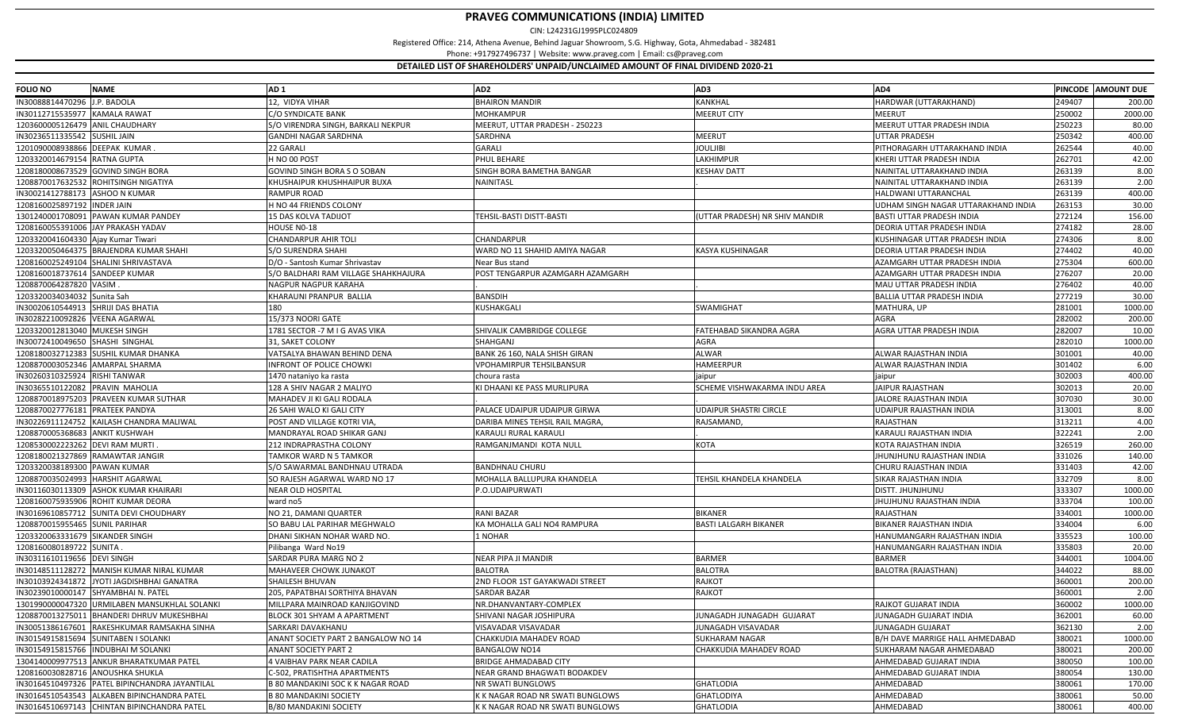# PRAVEG COMMUNICATIONS (INDIA) LIMITED

CIN: L24231GJ1995PLC024809

Registered Office: 214, Athena Avenue, Behind Jaguar Showroom, S.G. Highway, Gota, Ahmedabad - 382481

Phone: +917927496737 | Website: www.praveg.com | Email: cs@praveg.com

**DETAILED LIST OF SHAREHOLDERS' UNPAID/UNCLAIMED AMOUNT OF FINAL DIVIDEND 2020-21**

| FOLIO NO | NAME | AD 1 | AD2 | AD3 | AD4 | PINCODE | AMOUNT DUE |
|---|---|---|---|---|---|---|---|
| IN30088814470296 | J.P. BADOLA | 12, VIDYA VIHAR | BHAIRON MANDIR | KANKHAL | HARDWAR (UTTARAKHAND) | 249407 | 200.00 |
| IN30112715535977 | KAMALA RAWAT | C/O SYNDICATE BANK | MOHKAMPUR | MEERUT CITY | MEERUT | 250002 | 2000.00 |
| 1203600005126479 | ANIL CHAUDHARY | S/O VIRENDRA SINGH, BARKALI NEKPUR | MEERUT, UTTAR PRADESH - 250223 | | MEERUT UTTAR PRADESH INDIA | 250223 | 80.00 |
| IN30236511335542 | SUSHIL JAIN | GANDHI NAGAR SARDHNA | SARDHNA | MEERUT | UTTAR PRADESH | 250342 | 400.00 |
| 1201090008938866 | DEEPAK KUMAR . | 22 GARALI | GARALI | JOULJIBI | PITHORAGARH UTTARAKHAND INDIA | 262544 | 40.00 |
| 1203320014679154 | RATNA GUPTA | H NO 00 POST | PHUL BEHARE | LAKHIMPUR | KHERI UTTAR PRADESH INDIA | 262701 | 42.00 |
| 1208180008673529 | GOVIND SINGH BORA | GOVIND SINGH BORA S O SOBAN | SINGH BORA BAMETHA BANGAR | KESHAV DATT | NAINITAL UTTARAKHAND INDIA | 263139 | 8.00 |
| 1208870017632532 | ROHITSINGH NIGATIYA | KHUSHAIPUR KHUSHHAIPUR BUXA | NAINITASL | | NAINITAL UTTARAKHAND INDIA | 263139 | 2.00 |
| IN30021412788173 | ASHOO N KUMAR | RAMPUR ROAD | | | HALDWANI UTTARANCHAL | 263139 | 400.00 |
| 1208160025897192 | INDER JAIN | H NO 44 FRIENDS COLONY | | | UDHAM SINGH NAGAR UTTARAKHAND INDIA | 263153 | 30.00 |
| 1301240001708091 | PAWAN KUMAR PANDEY | 15 DAS KOLVA TADIJOT | TEHSIL-BASTI DISTT-BASTI | (UTTAR PRADESH) NR SHIV MANDIR | BASTI UTTAR PRADESH INDIA | 272124 | 156.00 |
| 1208160055391006 | JAY PRAKASH YADAV | HOUSE N0-18 | | | DEORIA UTTAR PRADESH INDIA | 274182 | 28.00 |
| 1203320041604330 | Ajay Kumar Tiwari | CHANDARPUR AHIR TOLI | CHANDARPUR | | KUSHINAGAR UTTAR PRADESH INDIA | 274306 | 8.00 |
| 1203320050464375 | BRAJENDRA KUMAR SHAHI | S/O SURENDRA SHAHI | WARD NO 11 SHAHID AMIYA NAGAR | KASYA KUSHINAGAR | DEORIA UTTAR PRADESH INDIA | 274402 | 40.00 |
| 1208160025249104 | SHALINI SHRIVASTAVA | D/O - Santosh Kumar Shrivastav | Near Bus stand | | AZAMGARH UTTAR PRADESH INDIA | 275304 | 600.00 |
| 1208160018737614 | SANDEEP KUMAR | S/O BALDHARI RAM VILLAGE SHAHKHAJURA | POST TENGARPUR AZAMGARH AZAMGARH | | AZAMGARH UTTAR PRADESH INDIA | 276207 | 20.00 |
| 1208870064287820 | VASIM . | NAGPUR NAGPUR KARAHA | . | . | MAU UTTAR PRADESH INDIA | 276402 | 40.00 |
| 1203320034034032 | Sunita Sah | KHARAUNI PRANPUR BALLIA | BANSDIH | | BALLIA UTTAR PRADESH INDIA | 277219 | 30.00 |
| IN30020610544913 | SHRIJI DAS BHATIA | 180 | KUSHAKGALI | SWAMIGHAT | MATHURA, UP | 281001 | 1000.00 |
| IN30282210092826 | VEENA AGARWAL | 15/373 NOORI GATE | | | AGRA | 282002 | 200.00 |
| 1203320012813040 | MUKESH SINGH | 1781 SECTOR -7 M I G AVAS VIKA | SHIVALIK CAMBRIDGE COLLEGE | FATEHABAD SIKANDRA AGRA | AGRA UTTAR PRADESH INDIA | 282007 | 10.00 |
| IN30072410049650 | SHASHI SINGHAL | 31, SAKET COLONY | SHAHGANJ | AGRA | | 282010 | 1000.00 |
| 1208180032712383 | SUSHIL KUMAR DHANKA | VATSALYA BHAWAN BEHIND DENA | BANK 26 160, NALA SHISH GIRAN | ALWAR | ALWAR RAJASTHAN INDIA | 301001 | 40.00 |
| 1208870003052346 | AMARPAL SHARMA | INFRONT OF POLICE CHOWKI | VPOHAMIRPUR TEHSILBANSUR | HAMEERPUR | ALWAR RAJASTHAN INDIA | 301402 | 6.00 |
| IN30260310325924 | RISHI TANWAR | 1470 nataniyo ka rasta | choura rasta | jaipur | jaipur | 302003 | 400.00 |
| IN30365510122082 | PRAVIN MAHOLIA | 128 A SHIV NAGAR 2 MALIYO | KI DHAANI KE PASS MURLIPURA | SCHEME VISHWAKARMA INDU AREA | JAIPUR RAJASTHAN | 302013 | 20.00 |
| 1208870018975203 | PRAVEEN KUMAR SUTHAR | MAHADEV JI KI GALI RODALA | | | JALORE RAJASTHAN INDIA | 307030 | 30.00 |
| 1208870027776181 | PRATEEK PANDYA | 26 SAHI WALO KI GALI CITY | PALACE UDAIPUR UDAIPUR GIRWA | UDAIPUR SHASTRI CIRCLE | UDAIPUR RAJASTHAN INDIA | 313001 | 8.00 |
| IN30226911124752 | KAILASH CHANDRA MALIWAL | POST AND VILLAGE KOTRI VIA, | DARIBA MINES TEHSIL RAIL MAGRA, | RAJSAMAND, | RAJASTHAN | 313211 | 4.00 |
| 1208870005368683 | ANKIT KUSHWAH | MANDRAYAL ROAD SHIKAR GANJ | KARAULI RURAL KARAULI | . | KARAULI RAJASTHAN INDIA | 322241 | 2.00 |
| 1208530002223262 | DEVI RAM MURTI . | 212 INDRAPRASTHA COLONY | RAMGANJMANDI KOTA NULL | KOTA | KOTA RAJASTHAN INDIA | 326519 | 260.00 |
| 1208180021327869 | RAMAWTAR JANGIR | TAMKOR WARD N 5 TAMKOR | | | JHUNJHUNU RAJASTHAN INDIA | 331026 | 140.00 |
| 1203320038189300 | PAWAN KUMAR | S/O SAWARMAL BANDHNAU UTRADA | BANDHNAU CHURU | | CHURU RAJASTHAN INDIA | 331403 | 42.00 |
| 1208870035024993 | HARSHIT AGARWAL | SO RAJESH AGARWAL WARD NO 17 | MOHALLA BALLUPURA KHANDELA | TEHSIL KHANDELA KHANDELA | SIKAR RAJASTHAN INDIA | 332709 | 8.00 |
| IN30116030113309 | ASHOK KUMAR KHAIRARI | NEAR OLD HOSPITAL | P.O.UDAIPURWATI | | DISTT. JHUNJHUNU | 333307 | 1000.00 |
| 1208160075935906 | ROHIT KUMAR DEORA | ward no5 | | | JHUJHUNU RAJASTHAN INDIA | 333704 | 100.00 |
| IN30169610857712 | SUNITA DEVI CHOUDHARY | NO 21, DAMANI QUARTER | RANI BAZAR | BIKANER | RAJASTHAN | 334001 | 1000.00 |
| 1208870015955465 | SUNIL PARIHAR | SO BABU LAL PARIHAR MEGHWALO | KA MOHALLA GALI NO4 RAMPURA | BASTI LALGARH BIKANER | BIKANER RAJASTHAN INDIA | 334004 | 6.00 |
| 1203320063331679 | SIKANDER SINGH | DHANI SIKHAN NOHAR WARD NO. | 1 NOHAR | | HANUMANGARH RAJASTHAN INDIA | 335523 | 100.00 |
| 1208160080189722 | SUNITA . | Pilibanga Ward No19 | | | HANUMANGARH RAJASTHAN INDIA | 335803 | 20.00 |
| IN30311610119656 | DEVI SINGH | SARDAR PURA MARG NO 2 | NEAR PIPA JI MANDIR | BARMER | BARMER | 344001 | 1004.00 |
| IN30148511128272 | MANISH KUMAR NIRAL KUMAR | MAHAVEER CHOWK JUNAKOT | BALOTRA | BALOTRA | BALOTRA (RAJASTHAN) | 344022 | 88.00 |
| IN30103924341872 | JYOTI JAGDISHBHAI GANATRA | SHAILESH BHUVAN | 2ND FLOOR 1ST GAYAKWADI STREET | RAJKOT | | 360001 | 200.00 |
| IN30239010000147 | SHYAMBHAI N. PATEL | 205, PAPATBHAI SORTHIYA BHAVAN | SARDAR BAZAR | RAJKOT | | 360001 | 2.00 |
| 1301990000047320 | URMILABEN MANSUKHLAL SOLANKI | MILLPARA MAINROAD KANJIGOVIND | NR.DHANVANTARY-COMPLEX | | RAJKOT GUJARAT INDIA | 360002 | 1000.00 |
| 1208870013275011 | BHANDERI DHRUV MUKESHBHAI | BLOCK 301 SHYAM A APARTMENT | SHIVANI NAGAR JOSHIPURA | JUNAGADH JUNAGADH GUJARAT | JUNAGADH GUJARAT INDIA | 362001 | 60.00 |
| IN30051386167601 | RAKESHKUMAR RAMSAKHA SINHA | SARKARI DAVAKHANU | VISAVADAR VISAVADAR | JUNAGADH VISAVADAR | JUNAGADH GUJARAT | 362130 | 2.00 |
| IN30154915815694 | SUNITABEN I SOLANKI | ANANT SOCIETY PART 2 BANGALOW NO 14 | CHAKKUDIA MAHADEV ROAD | SUKHARAM NAGAR | B/H DAVE MARRIGE HALL AHMEDABAD | 380021 | 1000.00 |
| IN30154915815766 | INDUBHAI M SOLANKI | ANANT SOCIETY PART 2 | BANGALOW NO14 | CHAKKUDIA MAHADEV ROAD | SUKHARAM NAGAR AHMEDABAD | 380021 | 200.00 |
| 1304140009977513 | ANKUR BHARATKUMAR PATEL | 4 VAIBHAV PARK NEAR CADILA | BRIDGE AHMADABAD CITY | | AHMEDABAD GUJARAT INDIA | 380050 | 100.00 |
| 1208160030828716 | ANOUSHKA SHUKLA | C-502, PRATISHTHA APARTMENTS | NEAR GRAND BHAGWATI BODAKDEV | | AHMEDABAD GUJARAT INDIA | 380054 | 130.00 |
| IN30164510497326 | PATEL BIPINCHANDRA JAYANTILAL | B 80 MANDAKINI SOC K K NAGAR ROAD | NR SWATI BUNGLOWS | GHATLODIA | AHMEDABAD | 380061 | 170.00 |
| IN30164510543543 | ALKABEN BIPINCHANDRA PATEL | B 80 MANDAKINI SOCIETY | K K NAGAR ROAD NR SWATI BUNGLOWS | GHATLODIYA | AHMEDABAD | 380061 | 50.00 |
| IN30164510697143 | CHINTAN BIPINCHANDRA PATEL | B/80 MANDAKINI SOCIETY | K K NAGAR ROAD NR SWATI BUNGLOWS | GHATLODIA | AHMEDABAD | 380061 | 400.00 |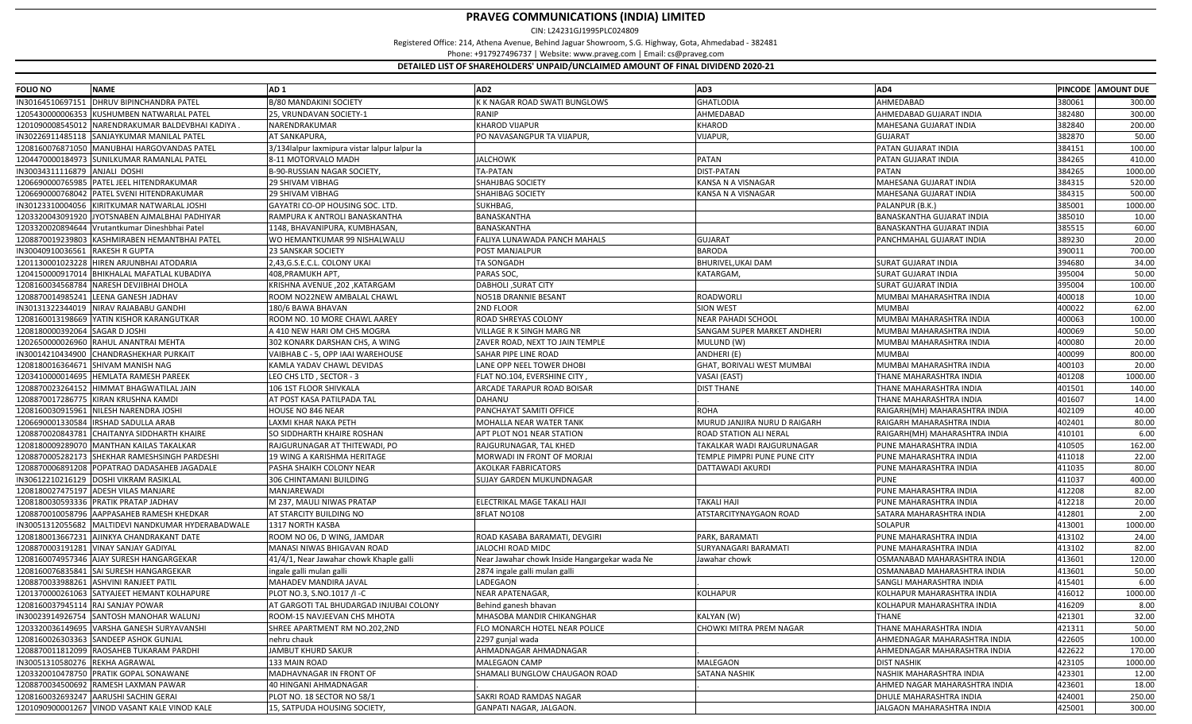# PRAVEG COMMUNICATIONS (INDIA) LIMITED

CIN: L24231GJ1995PLC024809

Registered Office: 214, Athena Avenue, Behind Jaguar Showroom, S.G. Highway, Gota, Ahmedabad - 382481

Phone: +917927496737 | Website: www.praveg.com | Email: cs@praveg.com

**DETAILED LIST OF SHAREHOLDERS' UNPAID/UNCLAIMED AMOUNT OF FINAL DIVIDEND 2020-21**

| FOLIO NO | NAME | AD 1 | AD2 | AD3 | AD4 | PINCODE | AMOUNT DUE |
|---|---|---|---|---|---|---|---|
| IN30164510697151 | DHRUV BIPINCHANDRA PATEL | B/80 MANDAKINI SOCIETY | K K NAGAR ROAD SWATI BUNGLOWS | GHATLODIA | AHMEDABAD | 380061 | 300.00 |
| 1205430000006353 | KUSHUMBEN NATWARLAL PATEL | 25, VRUNDAVAN SOCIETY-1 | RANIP | AHMEDABAD | AHMEDABAD GUJARAT INDIA | 382480 | 300.00 |
| 1201090008545012 | NARENDRAKUMAR BALDEVBHAI KADIYA . | NARENDRAKUMAR | KHAROD VIJAPUR | KHAROD | MAHESANA GUJARAT INDIA | 382840 | 200.00 |
| IN30226911485118 | SANJAYKUMAR MANILAL PATEL | AT SANKAPURA, | PO NAVASANGPUR TA VIJAPUR, | VIJAPUR, | GUJARAT | 382870 | 50.00 |
| 1208160076871050 | MANUBHAI HARGOVANDAS PATEL | 3/134lalpur laxmipura vistar lalpur lalpur la | | | PATAN GUJARAT INDIA | 384151 | 100.00 |
| 1204470000184973 | SUNILKUMAR RAMANLAL PATEL | 8-11 MOTORVALO MADH | JALCHOWK | PATAN | PATAN GUJARAT INDIA | 384265 | 410.00 |
| IN30034311116879 | ANJALI DOSHI | B-90-RUSSIAN NAGAR SOCIETY, | TA-PATAN | DIST-PATAN | PATAN | 384265 | 1000.00 |
| 1206690000765985 | PATEL JEEL HITENDRAKUMAR | 29 SHIVAM VIBHAG | SHAHIBAG SOCIETY | KANSA N A VISNAGAR | MAHESANA GUJARAT INDIA | 384315 | 520.00 |
| 1206690000768042 | PATEL SVENI HITENDRAKUMAR | 29 SHIVAM VIBHAG | SHAHIBAG SOCIETY | KANSA N A VISNAGAR | MAHESANA GUJARAT INDIA | 384315 | 500.00 |
| IN30123310004056 | KIRITKUMAR NATWARLAL JOSHI | GAYATRI CO-OP HOUSING SOC. LTD. | SUKHBAG, | | PALANPUR (B.K.) | 385001 | 1000.00 |
| 1203320043091920 | JYOTSNABEN AJMALBHAI PADHIYAR | RAMPURA K ANTROLI BANASKANTHA | BANASKANTHA | | BANASKANTHA GUJARAT INDIA | 385010 | 10.00 |
| 1203320020894644 | Vrutantkumar Dineshbhai Patel | 1148, BHAVANIPURA, KUMBHASAN, | BANASKANTHA | | BANASKANTHA GUJARAT INDIA | 385515 | 60.00 |
| 1208870019239803 | KASHMIRABEN HEMANTBHAI PATEL | WO HEMANTKUMAR 99 NISHALWALU | FALIYA LUNAWADA PANCH MAHALS | GUJARAT | PANCHMAHAL GUJARAT INDIA | 389230 | 20.00 |
| IN30040910036561 | RAKESH R GUPTA | 23 SANSKAR SOCIETY | POST MANJALPUR | BARODA | | 390011 | 700.00 |
| 1201130001023228 | HIREN ARJUNBHAI ATODARIA | 2,43,G.S.E.C.L. COLONY UKAI | TA SONGADH | BHURIVEL,UKAI DAM | SURAT GUJARAT INDIA | 394680 | 34.00 |
| 1204150000917014 | BHIKHALAL MAFATLAL KUBADIYA | 408,PRAMUKH APT, | PARAS SOC, | KATARGAM, | SURAT GUJARAT INDIA | 395004 | 50.00 |
| 1208160034568784 | NARESH DEVJIBHAI DHOLA | KRISHNA AVENUE ,202 ,KATARGAM | DABHOLI ,SURAT CITY | | SURAT GUJARAT INDIA | 395004 | 100.00 |
| 1208870014985241 | LEENA GANESH JADHAV | ROOM NO22NEW AMBALAL CHAWL | NO51B DRANNIE BESANT | ROADWORLI | MUMBAI MAHARASHTRA INDIA | 400018 | 10.00 |
| IN30131322344019 | NIRAV RAJABABU GANDHI | 180/6 BAWA BHAVAN | 2ND FLOOR | SION WEST | MUMBAI | 400022 | 62.00 |
| 1208160013198669 | YATIN KISHOR KARANGUTKAR | ROOM NO. 10 MORE CHAWL AAREY | ROAD SHREYAS COLONY | NEAR PAHADI SCHOOL | MUMBAI MAHARASHTRA INDIA | 400063 | 100.00 |
| 1208180000392064 | SAGAR D JOSHI | A 410 NEW HARI OM CHS MOGRA | VILLAGE R K SINGH MARG NR | SANGAM SUPER MARKET ANDHERI | MUMBAI MAHARASHTRA INDIA | 400069 | 50.00 |
| 1202650000026960 | RAHUL ANANTRAI MEHTA | 302 KONARK DARSHAN CHS, A WING | ZAVER ROAD, NEXT TO JAIN TEMPLE | MULUND (W) | MUMBAI MAHARASHTRA INDIA | 400080 | 20.00 |
| IN30014210434900 | CHANDRASHEKHAR PURKAIT | VAIBHAB C - 5, OPP IAAI WAREHOUSE | SAHAR PIPE LINE ROAD | ANDHERI (E) | MUMBAI | 400099 | 800.00 |
| 1208180016364671 | SHIVAM MANISH NAG | KAMLA YADAV CHAWL DEVIDAS | LANE OPP NEEL TOWER DHOBI | GHAT, BORIVALI WEST MUMBAI | MUMBAI MAHARASHTRA INDIA | 400103 | 20.00 |
| 1203410000014695 | HEMLATA RAMESH PAREEK | LEO CHS LTD , SECTOR - 3 | FLAT NO.104, EVERSHINE CITY , | VASAI (EAST) | THANE MAHARASHTRA INDIA | 401208 | 1000.00 |
| 1208870023264152 | HIMMAT BHAGWATILAL JAIN | 106 1ST FLOOR SHIVKALA | ARCADE TARAPUR ROAD BOISAR | DIST THANE | THANE MAHARASHTRA INDIA | 401501 | 140.00 |
| 1208870017286775 | KIRAN KRUSHNA KAMDI | AT POST KASA PATILPADA TAL | DAHANU | . | THANE MAHARASHTRA INDIA | 401607 | 14.00 |
| 1208160030915961 | NILESH NARENDRA JOSHI | HOUSE NO 846 NEAR | PANCHAYAT SAMITI OFFICE | ROHA | RAIGARH(MH) MAHARASHTRA INDIA | 402109 | 40.00 |
| 1206690001330584 | IRSHAD SADULLA ARAB | LAXMI KHAR NAKA PETH | MOHALLA NEAR WATER TANK | MURUD JANJIRA NURU D RAIGARH | RAIGARH MAHARASHTRA INDIA | 402401 | 80.00 |
| 1208870020843781 | CHAITANYA SIDDHARTH KHAIRE | SO SIDDHARTH KHAIRE ROSHAN | APT PLOT NO1 NEAR STATION | ROAD STATION ALI NERAL | RAIGARH(MH) MAHARASHTRA INDIA | 410101 | 6.00 |
| 1208180009289070 | MANTHAN KAILAS TAKALKAR | RAJGURUNAGAR AT THITEWADI, PO | RAJGURUNAGAR, TAL KHED | TAKALKAR WADI RAJGURUNAGAR | PUNE MAHARASHTRA INDIA | 410505 | 162.00 |
| 1208870005282173 | SHEKHAR RAMESHSINGH PARDESHI | 19 WING A KARISHMA HERITAGE | MORWADI IN FRONT OF MORJAI | TEMPLE PIMPRI PUNE PUNE CITY | PUNE MAHARASHTRA INDIA | 411018 | 22.00 |
| 1208870006891208 | POPATRAO DADASAHEB JAGADALE | PASHA SHAIKH COLONY NEAR | AKOLKAR FABRICATORS | DATTAWADI AKURDI | PUNE MAHARASHTRA INDIA | 411035 | 80.00 |
| IN30612210216129 | DOSHI VIKRAM RASIKLAL | 306 CHINTAMANI BUILDING | SUJAY GARDEN MUKUNDNAGAR | | PUNE | 411037 | 400.00 |
| 1208180027475197 | ADESH VILAS MANJARE | MANJAREWADI | | | PUNE MAHARASHTRA INDIA | 412208 | 82.00 |
| 1208180030593336 | PRATIK PRATAP JADHAV | M 237, MAULI NIWAS PRATAP | ELECTRIKAL MAGE TAKALI HAJI | TAKALI HAJI | PUNE MAHARASHTRA INDIA | 412218 | 20.00 |
| 1208870010058796 | AAPPASAHEB RAMESH KHEDKAR | AT STARCITY BUILDING NO | 8FLAT NO108 | ATSTARCITYNAYGAON ROAD | SATARA MAHARASHTRA INDIA | 412801 | 2.00 |
| IN30051312055682 | MALTIDEVI NANDKUMAR HYDERABADWALE | 1317 NORTH KASBA | | | SOLAPUR | 413001 | 1000.00 |
| 1208180013667231 | AJINKYA CHANDRAKANT DATE | ROOM NO 06, D WING, JAMDAR | ROAD KASABA BARAMATI, DEVGIRI | PARK, BARAMATI | PUNE MAHARASHTRA INDIA | 413102 | 24.00 |
| 1208870003191281 | VINAY SANJAY GADIYAL | MANASI NIWAS BHIGAVAN ROAD | JALOCHI ROAD MIDC | SURYANAGARI BARAMATI | PUNE MAHARASHTRA INDIA | 413102 | 82.00 |
| 1208160074957346 | AJAY SURESH HANGARGEKAR | 41/4/1, Near Jawahar chowk Khaple galli | Near Jawahar chowk Inside Hangargekar wada Ne | Jawahar chowk | OSMANABAD MAHARASHTRA INDIA | 413601 | 120.00 |
| 1208160076835841 | SAI SURESH HANGARGEKAR | ingale galli mulan galli | 2874 ingale galli mulan galli | | OSMANABAD MAHARASHTRA INDIA | 413601 | 50.00 |
| 1208870033988261 | ASHVINI RANJEET PATIL | MAHADEV MANDIRA JAVAL | LADEGAON | | SANGLI MAHARASHTRA INDIA | 415401 | 6.00 |
| 1201370000261063 | SATYAJEET HEMANT KOLHAPURE | PLOT NO.3, S.NO.1017 /I -C | NEAR APATENAGAR, | KOLHAPUR | KOLHAPUR MAHARASHTRA INDIA | 416012 | 1000.00 |
| 1208160037945114 | RAJ SANJAY POWAR | AT GARGOTI TAL BHUDARGAD INJUBAI COLONY | Behind ganesh bhavan | | KOLHAPUR MAHARASHTRA INDIA | 416209 | 8.00 |
| IN30023914926754 | SANTOSH MANOHAR WALUNJ | ROOM-15 NAVJEEVAN CHS MHOTA | MHASOBA MANDIR CHIKANGHAR | KALYAN (W) | THANE | 421301 | 32.00 |
| 1203320036149695 | VARSHA GANESH SURYAVANSHI | SHREE APARTMENT RM NO.202,2ND | FLO MONARCH HOTEL NEAR POLICE | CHOWKI MITRA PREM NAGAR | THANE MAHARASHTRA INDIA | 421311 | 50.00 |
| 1208160026303363 | SANDEEP ASHOK GUNJAL | nehru chauk | 2297 gunjal wada | | AHMEDNAGAR MAHARASHTRA INDIA | 422605 | 100.00 |
| 1208870011812099 | RAOSAHEB TUKARAM PARDHI | JAMBUT KHURD SAKUR | AHMADNAGAR AHMADNAGAR | | AHMEDNAGAR MAHARASHTRA INDIA | 422622 | 170.00 |
| IN30051310580276 | REKHA AGRAWAL | 133 MAIN ROAD | MALEGAON CAMP | MALEGAON | DIST NASHIK | 423105 | 1000.00 |
| 1203320010478750 | PRATIK GOPAL SONAWANE | MADHAVNAGAR IN FRONT OF | SHAMALI BUNGLOW CHAUGAON ROAD | SATANA NASHIK | NASHIK MAHARASHTRA INDIA | 423301 | 12.00 |
| 1208870034500692 | RAMESH LAXMAN PAWAR | 40 HINGANI AHMADNAGAR | . | . | AHMED NAGAR MAHARASHTRA INDIA | 423601 | 18.00 |
| 1208160032693247 | AARUSHI SACHIN GERAI | PLOT NO. 18 SECTOR NO 58/1 | SAKRI ROAD RAMDAS NAGAR | | DHULE MAHARASHTRA INDIA | 424001 | 250.00 |
| 1201090900001267 | VINOD VASANT KALE VINOD KALE | 15, SATPUDA HOUSING SOCIETY, | GANPATI NAGAR, JALGAON. | | JALGAON MAHARASHTRA INDIA | 425001 | 300.00 |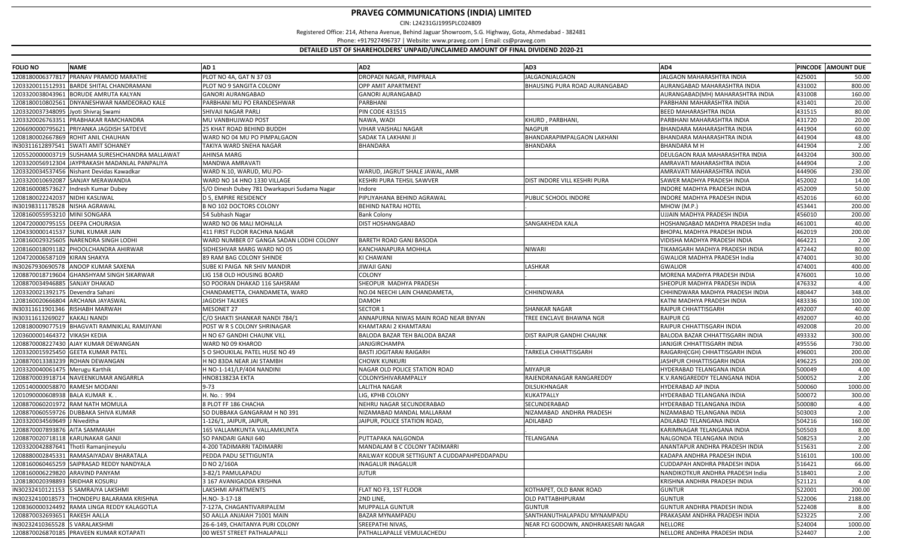# PRAVEG COMMUNICATIONS (INDIA) LIMITED

CIN: L24231GJ1995PLC024809

Registered Office: 214, Athena Avenue, Behind Jaguar Showroom, S.G. Highway, Gota, Ahmedabad - 382481

Phone: +917927496737 | Website: www.praveg.com | Email: cs@praveg.com

**DETAILED LIST OF SHAREHOLDERS' UNPAID/UNCLAIMED AMOUNT OF FINAL DIVIDEND 2020-21**

| FOLIO NO | NAME | AD 1 | AD2 | AD3 | AD4 | PINCODE | AMOUNT DUE |
|---|---|---|---|---|---|---|---|
| 1208180006377817 | PRANAV PRAMOD MARATHE | PLOT NO 4A, GAT N 37 03 | DROPADI NAGAR, PIMPRALA | JALGAONJALGAON | JALGAON MAHARASHTRA INDIA | 425001 | 50.00 |
| 1203320011512931 | BARDE SHITAL CHANDRAMANI | PLOT NO 9 SANGITA COLONY | OPP AMIT APARTMENT | BHAUSING PURA ROAD AURANGABAD | AURANGABAD MAHARASHTRA INDIA | 431002 | 800.00 |
| 1203320038043961 | BORUDE AMRUTA KALYAN | GANORI AURANGABAD | GANORI AURANGABAD | | AURANGABAD(MH) MAHARASHTRA INDIA | 431008 | 160.00 |
| 1208180010802561 | DNYANESHWAR NAMDEORAO KALE | PARBHANI MU PO ERANDESHWAR | PARBHANI | | PARBHANI MAHARASHTRA INDIA | 431401 | 20.00 |
| 1203320037348095 | Jyoti Shivraj Swami | SHIVAJI NAGAR PARLI | PIN CODE 431515 | | BEED MAHARASHTRA INDIA | 431515 | 80.00 |
| 1203320026763351 | PRABHAKAR RAMCHANDRA | MU VANBHUJWAD POST | NAWA, WADI | KHURD , PARBHANI, | PARBHANI MAHARASHTRA INDIA | 431720 | 20.00 |
| 1206690000795621 | PRIYANKA JAGDISH SATDEVE | 25 KHAT ROAD BEHIND BUDDH | VIHAR VAISHALI NAGAR | NAGPUR | BHANDARA MAHARASHTRA INDIA | 441904 | 60.00 |
| 1208180002667869 | ROHIT ANIL CHAUHAN | WARD NO 04 MU PO PIMPALGAON | SADAK TA LAKHANI JI | BHANDARAPIMPALGAON LAKHANI | BHANDARA MAHARASHTRA INDIA | 441904 | 48.00 |
| IN30311612897541 | SWATI AMIT SOHANEY | TAKIYA WARD SNEHA NAGAR | BHANDARA | BHANDARA | BHANDARA M H | 441904 | 2.00 |
| 1205520000003719 | SUSHAMA SURESHCHANDRA MALLAWAT | AHINSA MARG | | | DEULGAON RAJA MAHARASHTRA INDIA | 443204 | 300.00 |
| 1203320056912304 | JAYPRAKASH MADANLAL PANPALIYA | MANDWA AMRAVATI | | | AMRAVATI MAHARASHTRA INDIA | 444904 | 2.00 |
| 1203320034537456 | Nishant Devidas Kawadkar | WARD N.10, WARUD, MU.PO- | WARUD, JAGRUT SHALE JAWAL, AMR | | AMRAVATI MAHARASHTRA INDIA | 444906 | 230.00 |
| 1203320010692087 | SANJAY MERAWANDIA | WARD NO 14 HNO 1330 VILLAGE | KESHRI PURA TEHSIL SAWVER | DIST INDORE VILL KESHRI PURA | SAWER MADHYA PRADESH INDIA | 452002 | 14.00 |
| 1208160008573627 | Indresh Kumar Dubey | S/O Dinesh Dubey 781 Dwarkapuri Sudama Nagar | Indore | | INDORE MADHYA PRADESH INDIA | 452009 | 50.00 |
| 1208180022242037 | NIDHI KASLIWAL | D 5, EMPIRE RESIDENCY | PIPLIYAHANA BEHIND AGRAWAL | PUBLIC SCHOOL INDORE | INDORE MADHYA PRADESH INDIA | 452016 | 60.00 |
| IN30198311178528 | NISHA AGRAWAL | B NO 102 DOCTORS COLONY | BEHIND NATRAJ HOTEL | . | MHOW (M.P.) | 453441 | 200.00 |
| 1208160055953210 | MINI SONGARA | 54 Subhash Nagar | Bank Colony | | UJJAIN MADHYA PRADESH INDIA | 456010 | 200.00 |
| 1204720000795155 | DEEPA CHOURASIA | WARD NO 06 MALI MOHALLA | DIST HOSHANGABAD | SANGAKHEDA KALA | HOSHANGABAD MADHYA PRADESH India | 461001 | 40.00 |
| 1204330000141537 | SUNIL KUMAR JAIN | 411 FIRST FLOOR RACHNA NAGAR | | | BHOPAL MADHYA PRADESH INDIA | 462019 | 200.00 |
| 1208160029325605 | NARENDRA SINGH LODHI | WARD NUMBER 07 GANGA SADAN LODHI COLONY | BARETH ROAD GANJ BASODA | | VIDISHA MADHYA PRADESH INDIA | 464221 | 2.00 |
| 1208160018091182 | PHOOLCHANDRA AHIRWAR | SIDHESHVAR MARG WARD NO 05 | KANCHANAPURA MOHHLA | NIWARI | TIKAMGARH MADHYA PRADESH INDIA | 472442 | 80.00 |
| 1204720006587109 | KIRAN SHAKYA | 89 RAM BAG COLONY SHINDE | KI CHAWANI | | GWALIOR MADHYA PRADESH India | 474001 | 30.00 |
| IN30267930690578 | ANOOP KUMAR SAXENA | SUBE KI PAIGA NR SHIV MANDIR | JIWAJI GANJ | LASHKAR | GWALIOR | 474001 | 400.00 |
| 1208870018719604 | GHANSHYAM SINGH SIKARWAR | LIG 158 OLD HOUSING BOARD | COLONY | . | MORENA MADHYA PRADESH INDIA | 476001 | 10.00 |
| 1208870034946885 | SANJAY DHAKAD | SO POORAN DHAKAD 116 SAHSRAM | SHEOPUR MADHYA PRADESH | . | SHEOPUR MADHYA PRADESH INDIA | 476332 | 4.00 |
| 1203320021392175 | Devendra Sahani | CHANDAMETTA, CHANDAMETA, WARD | NO.04 NEECHI LAIN CHANDAMETA, | CHHINDWARA | CHHINDWARA MADHYA PRADESH INDIA | 480447 | 348.00 |
| 1208160020666804 | ARCHANA JAYASWAL | JAGDISH TALKIES | DAMOH | | KATNI MADHYA PRADESH INDIA | 483336 | 100.00 |
| IN30311611901346 | RISHABH MARWAH | MESONET 27 | SECTOR 1 | SHANKAR NAGAR | RAIPUR CHHATTISGARH | 492007 | 40.00 |
| IN30311613269027 | KAKALI NANDI | C/O SHAKTI SHANKAR NANDI 784/1 | ANNAPURNA NIWAS MAIN ROAD NEAR BNYAN | TREE ENCLAVE BHAWNA NGR | RAIPUR CG | 492007 | 40.00 |
| 1208180009077519 | BHAGVATI RAMNIKLAL RAMJIYANI | POST W R S COLONY SHRINAGAR | KHAMTARAI 2 KHAMTARAI | | RAIPUR CHHATTISGARH INDIA | 492008 | 20.00 |
| 1203600001464372 | VIKASH KEDIA | H NO 67 GANDHI CHAUNK VILL | BALODA BAZAR TEH BALODA BAZAR | DIST RAIPUR GANDHI CHAUNK | BALODA BAZAR CHHATTISGARH INDIA | 493332 | 300.00 |
| 1208870008227430 | AJAY KUMAR DEWANGAN | WARD N0 09 KHAROD | JANJGIRCHAMPA | . | JANJGIR CHHATTISGARH INDIA | 495556 | 730.00 |
| 1203320015925450 | GEETA KUMAR PATEL | S O SHOUKILAL PATEL HUSE NO 49 | BASTI JOGITARAI RAIGARH | TARKELA CHHATTISGARH | RAIGARH(CGH) CHHATTISGARH INDIA | 496001 | 200.00 |
| 1208870013383239 | ROHAN DEWANGAN | H NO 83DA NEAR JAI STAMBH | CHOWK KUNKURI | . | JASHPUR CHHATTISGARH INDIA | 496225 | 200.00 |
| 1203320040061475 | Merugu Karthik | H NO-1-141/LP/404 NANDINI | NAGAR OLD POLICE STATION ROAD | MIYAPUR | HYDERABAD TELANGANA INDIA | 500049 | 4.00 |
| 1208870003918714 | NAVEENKUMAR ANGARRLA | HNO813823A EKTA | COLONYSHIVARAMPALLY | RAJENDRANAGAR RANGAREDDY | K.V.RANGAREDDY TELANGANA INDIA | 500052 | 2.00 |
| 1205140000058870 | RAMESH MODANI | 9-73 | LALITHA NAGAR | DILSUKHNAGAR | HYDERABAD AP INDIA | 500060 | 1000.00 |
| 1201090000608938 | BALA KUMAR K. . | H. No. : 994 | LIG, KPHB COLONY | KUKATPALLY | HYDERABAD TELANGANA INDIA | 500072 | 300.00 |
| 1208870060201972 | RAM NATH MOMULA | 8 PLOT FF 186 CHACHA | NEHRU NAGAR SECUNDERABAD | SECUNDERABAD | HYDERABAD TELANGANA INDIA | 500080 | 4.00 |
| 1208870060559726 | DUBBAKA SHIVA KUMAR | SO DUBBAKA GANGARAM H N0 391 | NIZAMABAD MANDAL MALLARAM | NIZAMABAD ANDHRA PRADESH | NIZAMABAD TELANGANA INDIA | 503003 | 2.00 |
| 1203320034569649 | J Niveditha | 1-126/1, JAIPUR, JAIPUR, | JAIPUR, POLICE STATION ROAD, | ADILABAD | ADILABAD TELANGANA INDIA | 504216 | 160.00 |
| 1208870007893876 | AITA SAMMAIAH | 165 VALLAMKUNTA VALLAMKUNTA | . | . | KARIMNAGAR TELANGANA INDIA | 505503 | 8.00 |
| 1208870020718118 | KARUNAKAR GANJI | SO PANDARI GANJI 640 | PUTTAPAKA NALGONDA | TELANGANA | NALGONDA TELANGANA INDIA | 508253 | 2.00 |
| 1203320042887641 | Thotli Ramanjineyulu | 4-200 TADIMARRI TADIMARRI | MANDALAM B C COLONY TADIMARRI | | ANANTAPUR ANDHRA PRADESH INDIA | 515631 | 2.00 |
| 1208880002845331 | RAMASAIYADAV BHARATALA | PEDDA PADU SETTIGUNTA | RAILWAY KODUR SETTIGUNT A CUDDAPAHPEDDAPADU | | KADAPA ANDHRA PRADESH INDIA | 516101 | 100.00 |
| 1208160060465259 | SAIPRASAD REDDY NANDYALA | D NO 2/160A | INAGALUR INAGALUR | | CUDDAPAH ANDHRA PRADESH INDIA | 516421 | 66.00 |
| 1208160006229820 | ARAVIND PANYAM | 3-82/1 PAMULAPADU | JUTUR | | NANDIKOTKUR ANDHRA PRADESH India | 518401 | 2.00 |
| 1208180020398893 | SRIDHAR KOSURU | 3 167 AVANIGADDA KRISHNA | | | KRISHNA ANDHRA PRADESH INDIA | 521121 | 4.00 |
| IN30232410121153 | S SAMRAJYA LAKSHMI | LAKSHMI APARTMENTS | FLAT NO F3, 1ST FLOOR | KOTHAPET, OLD BANK ROAD | GUNTUR | 522001 | 200.00 |
| IN30232410018573 | THONDEPU BALARAMA KRISHNA | H.NO- 3-17-18 | 2ND LINE, | OLD PATTABHIPURAM | GUNTUR | 522006 | 2188.00 |
| 1208360000324492 | RAMA LINGA REDDY KALAGOTLA | 7-127A, CHAGANTIVARIPALEM | MUPPALLA GUNTUR | GUNTUR | GUNTUR ANDHRA PRADESH INDIA | 522408 | 8.00 |
| 1208870032693651 | RAKESH AALLA | SO AALLA ANJAIAH 71001 MAIN | BAZAR MYNAMPADU | SANTHANUTHALAPADU MYNAMPADU | PRAKASAM ANDHRA PRADESH INDIA | 523225 | 2.00 |
| IN30232410365528 | S VARALAKSHMI | 26-6-149, CHAITANYA PURI COLONY | SREEPATHI NIVAS, | NEAR FCI GODOWN, ANDHRAKESARI NAGAR | NELLORE | 524004 | 1000.00 |
| 1208870026870185 | PRAVEEN KUMAR KOTAPATI | 00 WEST STREET PATHALAPALLI | PATHALLAPALLE VEMULACHEDU | . | NELLORE ANDHRA PRADESH INDIA | 524407 | 2.00 |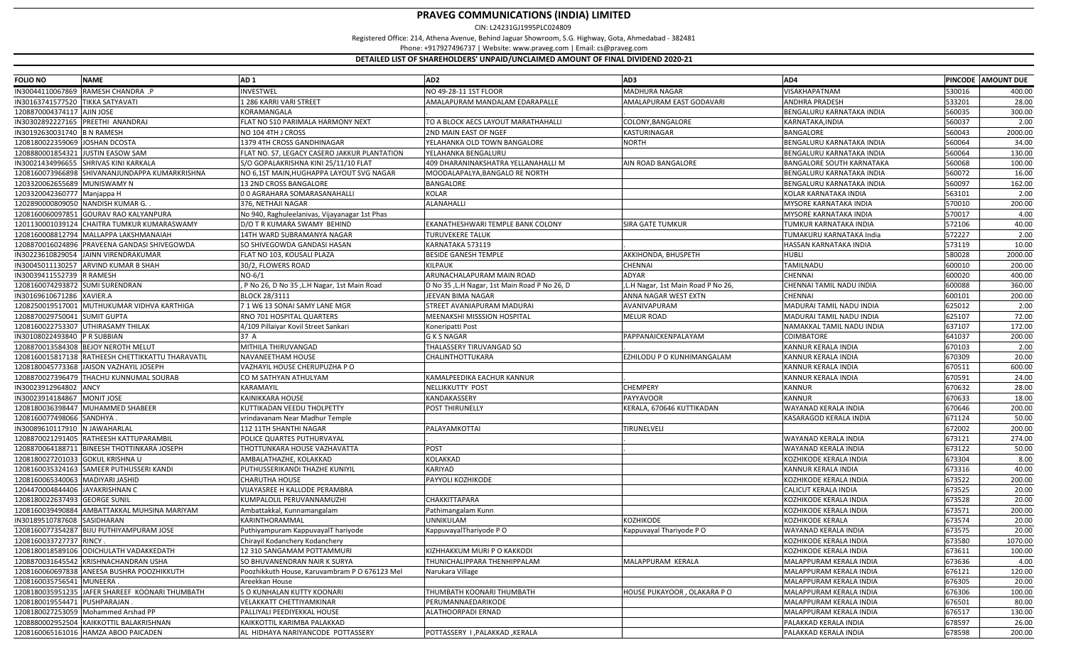# PRAVEG COMMUNICATIONS (INDIA) LIMITED

CIN: L24231GJ1995PLC024809

Registered Office: 214, Athena Avenue, Behind Jaguar Showroom, S.G. Highway, Gota, Ahmedabad - 382481

Phone: +917927496737 | Website: www.praveg.com | Email: cs@praveg.com

**DETAILED LIST OF SHAREHOLDERS' UNPAID/UNCLAIMED AMOUNT OF FINAL DIVIDEND 2020-21**

| FOLIO NO | NAME | AD 1 | AD2 | AD3 | AD4 | PINCODE | AMOUNT DUE |
|---|---|---|---|---|---|---|---|
| IN30044110067869 | RAMESH CHANDRA .P | INVESTWEL | NO 49-28-11 1ST FLOOR | MADHURA NAGAR | VISAKHAPATNAM | 530016 | 400.00 |
| IN30163741577520 | TIKKA SATYAVATI | 1 286 KARRI VARI STREET | AMALAPURAM MANDALAM EDARAPALLE | AMALAPURAM EAST GODAVARI | ANDHRA PRADESH | 533201 | 28.00 |
| 1208870004374117 | AJIN JOSE | KORAMANGALA | . | . | BENGALURU KARNATAKA INDIA | 560035 | 300.00 |
| IN30302892227165 | PREETHI ANANDRAJ | FLAT NO S10 PARIMALA HARMONY NEXT | TO A BLOCK AECS LAYOUT MARATHAHALLI | COLONY,BANGALORE | KARNATAKA,INDIA | 560037 | 2.00 |
| IN30192630031740 | B N RAMESH | NO 104 4TH J CROSS | 2ND MAIN EAST OF NGEF | KASTURINAGAR | BANGALORE | 560043 | 2000.00 |
| 1208180022359069 | JOSHAN DCOSTA | 1379 4TH CROSS GANDHINAGAR | YELAHANKA OLD TOWN BANGALORE | NORTH | BENGALURU KARNATAKA INDIA | 560064 | 34.00 |
| 1208880001854321 | JUSTIN EASOW SAM | FLAT NO. S7, LEGACY CASERO JAKKUR PLANTATION | YELAHANKA BENGALURU | | BENGALURU KARNATAKA INDIA | 560064 | 130.00 |
| IN30021434996655 | SHRIVAS KINI KARKALA | S/O GOPALAKRISHNA KINI 25/11/10 FLAT | 409 DHARANINAKSHATRA YELLANAHALLI M | AIN ROAD BANGALORE | BANGALORE SOUTH KARNATAKA | 560068 | 100.00 |
| 1208160073966898 | SHIVANANJUNDAPPA KUMARKRISHNA | NO 6,1ST MAIN,HUGHAPPA LAYOUT SVG NAGAR | MOODALAPALYA,BANGALO RE NORTH | | BENGALURU KARNATAKA INDIA | 560072 | 16.00 |
| 1203320062655689 | MUNISWAMY N | 13 2ND CROSS BANGALORE | BANGALORE | | BENGALURU KARNATAKA INDIA | 560097 | 162.00 |
| 1203320042360777 | Manjappa H | 0 0 AGRAHARA SOMARASANAHALLI | KOLAR | | KOLAR KARNATAKA INDIA | 563101 | 2.00 |
| 1202890000809050 | NANDISH KUMAR G. . | 376, NETHAJI NAGAR | ALANAHALLI | | MYSORE KARNATAKA INDIA | 570010 | 200.00 |
| 1208160060097851 | GOURAV RAO KALYANPURA | No 940, Raghuleelanivas, Vijayanagar 1st Phas | | | MYSORE KARNATAKA INDIA | 570017 | 4.00 |
| 1201130001039124 | CHAITRA TUMKUR KUMARASWAMY | D/O T R KUMARA SWAMY BEHIND | EKANATHESHWARI TEMPLE BANK COLONY | SIRA GATE TUMKUR | TUMKUR KARNATAKA INDIA | 572106 | 40.00 |
| 1208160008812794 | MALLAPPA LAKSHMANAIAH | 14TH WARD SUBRAMANYA NAGAR | TURUVEKERE TALUK | | TUMAKURU KARNATAKA India | 572227 | 2.00 |
| 1208870016024896 | PRAVEENA GANDASI SHIVEGOWDA | SO SHIVEGOWDA GANDASI HASAN | KARNATAKA 573119 | | HASSAN KARNATAKA INDIA | 573119 | 10.00 |
| IN30223610829054 | JAINN VIRENDRAKUMAR | FLAT NO 103, KOUSALI PLAZA | BESIDE GANESH TEMPLE | AKKIHONDA, BHUSPETH | HUBLI | 580028 | 2000.00 |
| IN30045011130257 | ARVIND KUMAR B SHAH | 30/2, FLOWERS ROAD | KILPAUK | CHENNAI | TAMILNADU | 600010 | 200.00 |
| IN30039411552739 | R RAMESH | NO-6/1 | ARUNACHALAPURAM MAIN ROAD | ADYAR | CHENNAI | 600020 | 400.00 |
| 1208160074293872 | SUMI SURENDRAN | , P No 26, D No 35 ,L.H Nagar, 1st Main Road | D No 35 ,L.H Nagar, 1st Main Road P No 26, D | ,L.H Nagar, 1st Main Road P No 26, | CHENNAI TAMIL NADU INDIA | 600088 | 360.00 |
| IN30169610671286 | XAVIER.A | BLOCK 28/3111 | JEEVAN BIMA NAGAR | ANNA NAGAR WEST EXTN | CHENNAI | 600101 | 200.00 |
| 1208250019517001 | MUTHUKUMAR VIDHVA KARTHIGA | 7 1 W6 13 SONAI SAMY LANE MGR | STREET AVANIAPURAM MADURAI | AVANIVAPURAM | MADURAI TAMIL NADU INDIA | 625012 | 2.00 |
| 1208870029750041 | SUMIT GUPTA | RNO 701 HOSPITAL QUARTERS | MEENAKSHI MISSSION HOSPITAL | MELUR ROAD | MADURAI TAMIL NADU INDIA | 625107 | 72.00 |
| 1208160022753307 | UTHIRASAMY THILAK | 4/109 Pillaiyar Kovil Street Sankari | Koneripatti Post | | NAMAKKAL TAMIL NADU INDIA | 637107 | 172.00 |
| IN30108022493840 | P R SUBBIAN | 37 A | G K S NAGAR | PAPPANAICKENPALAYAM | COIMBATORE | 641037 | 200.00 |
| 1208870013584308 | BEJOY NEROTH MELUT | MITHILA TIRUVANGAD | THALASSERY TIRUVANGAD SO | | KANNUR KERALA INDIA | 670103 | 2.00 |
| 1208160015817138 | RATHEESH CHETTIKKATTU THARAVATIL | NAVANEETHAM HOUSE | CHALINTHOTTUKARA | EZHILODU P O KUNHIMANGALAM | KANNUR KERALA INDIA | 670309 | 20.00 |
| 1208180045773368 | JAISON VAZHAYIL JOSEPH | VAZHAYIL HOUSE CHERUPUZHA P O | | | KANNUR KERALA INDIA | 670511 | 600.00 |
| 1208870027396479 | THACHU KUNNUMAL SOURAB | CO M SATHYAN ATHULYAM | KAMALPEEDIKA EACHUR KANNUR | | KANNUR KERALA INDIA | 670591 | 24.00 |
| IN30023912964802 | ANCY | KARAMAYIL | NELLIKKUTTY POST | CHEMPERY | KANNUR | 670632 | 28.00 |
| IN30023914184867 | MONIT JOSE | KAINIKKARA HOUSE | KANDAKASSERY | PAYYAVOOR | KANNUR | 670633 | 18.00 |
| 1208180036398447 | MUHAMMED SHABEER | KUTTIKADAN VEEDU THOLPETTY | POST THIRUNELLY | KERALA, 670646 KUTTIKADAN | WAYANAD KERALA INDIA | 670646 | 200.00 |
| 1208160077498066 | SANDHYA . | vrindavanam Near Madhur Temple | | | KASARAGOD KERALA INDIA | 671124 | 50.00 |
| IN30089610117910 | N JAWAHARLAL | 112 11TH SHANTHI NAGAR | PALAYAMKOTTAI | TIRUNELVELI | | 672002 | 200.00 |
| 1208870021291405 | RATHEESH KATTUPARAMBIL | POLICE QUARTES PUTHURVAYAL | . | . | WAYANAD KERALA INDIA | 673121 | 274.00 |
| 1208870064188711 | BINEESH THOTTINKARA JOSEPH | THOTTUNKARA HOUSE VAZHAVATTA | POST | . | WAYANAD KERALA INDIA | 673122 | 50.00 |
| 1208180027201033 | GOKUL KRISHNA U | AMBALATHAZHE, KOLAKKAD | KOLAKKAD | | KOZHIKODE KERALA INDIA | 673304 | 8.00 |
| 1208160035324163 | SAMEER PUTHUSSERI KANDI | PUTHUSSERIKANDI THAZHE KUNIYIL | KARIYAD | | KANNUR KERALA INDIA | 673316 | 40.00 |
| 1208160065340063 | MADIYARI JASHID | CHARUTHA HOUSE | PAYYOLI KOZHIKODE | | KOZHIKODE KERALA INDIA | 673522 | 200.00 |
| 1204470004844406 | JAYAKRISHNAN C | VIJAYASREE H KALLODE PERAMBRA | | | CALICUT KERALA INDIA | 673525 | 20.00 |
| 1208180022637493 | GEORGE SUNIL | KUMPALOLIL PERUVANNAMUZHI | CHAKKITTAPARA | | KOZHIKODE KERALA INDIA | 673528 | 20.00 |
| 1208160039490884 | AMBATTAKKAL MUHSINA MARIYAM | Ambattakkal, Kunnamangalam | Pathimangalam Kunn | | KOZHIKODE KERALA INDIA | 673571 | 200.00 |
| IN30189510787608 | SASIDHARAN | KARINTHORAMMAL | UNNIKULAM | KOZHIKODE | KOZHIKODE KERALA | 673574 | 20.00 |
| 1208160077354287 | BIJU PUTHIYAMPURAM JOSE | Puthiyampuram KappuvayalT hariyode | KappuvayalThariyode P O | Kappuvayal Thariyode P O | WAYANAD KERALA INDIA | 673575 | 20.00 |
| 1208160033727737 | RINCY . | Chirayil Kodanchery Kodanchery | | | KOZHIKODE KERALA INDIA | 673580 | 1070.00 |
| 1208180018589106 | ODICHULATH VADAKKEDATH | 12 310 SANGAMAM POTTAMMURI | KIZHHAKKUM MURI P O KAKKODI | | KOZHIKODE KERALA INDIA | 673611 | 100.00 |
| 1208870031645542 | KRISHNACHANDRAN USHA | SO BHUVANENDRAN NAIR K SURYA | THUNICHALIPPARA THENHIPPALAM | MALAPPURAM KERALA | MALAPPURAM KERALA INDIA | 673636 | 4.00 |
| 1208160060697838 | ANEESA BUSHRA POOZHIKKUTH | Poozhikkuth House, Karuvambram P O 676123 Mel | Narukara Village | | MALAPPURAM KERALA INDIA | 676121 | 120.00 |
| 1208160035756541 | MUNEERA . | Areekkan House | | | MALAPPURAM KERALA INDIA | 676305 | 20.00 |
| 1208180035951235 | JAFER SHAREEF KOONARI THUMBATH | S O KUNHALAN KUTTY KOONARI | THUMBATH KOONARI THUMBATH | HOUSE PUKAYOOR , OLAKARA P O | MALAPPURAM KERALA INDIA | 676306 | 100.00 |
| 1208180019554471 | PUSHPARAJAN . | VELAKKATT CHETTIYAMKINAR | PERUMANNAEDARIKODE | | MALAPPURAM KERALA INDIA | 676501 | 80.00 |
| 1208180027253059 | Mohammed Arshad PP | PALLIYALI PEEDIYEKKAL HOUSE | ALATHOORPADI ERNAD | | MALAPPURAM KERALA INDIA | 676517 | 130.00 |
| 1208880002952504 | KAIKKOTTIL BALAKRISHNAN | KAIKKOTTIL KARIMBA PALAKKAD | | | PALAKKAD KERALA INDIA | 678597 | 26.00 |
| 1208160065161016 | HAMZA ABOO PAICADEN | AL HIDHAYA NARIYANCODE POTTASSERY | POTTASSERY I ,PALAKKAD ,KERALA | | PALAKKAD KERALA INDIA | 678598 | 200.00 |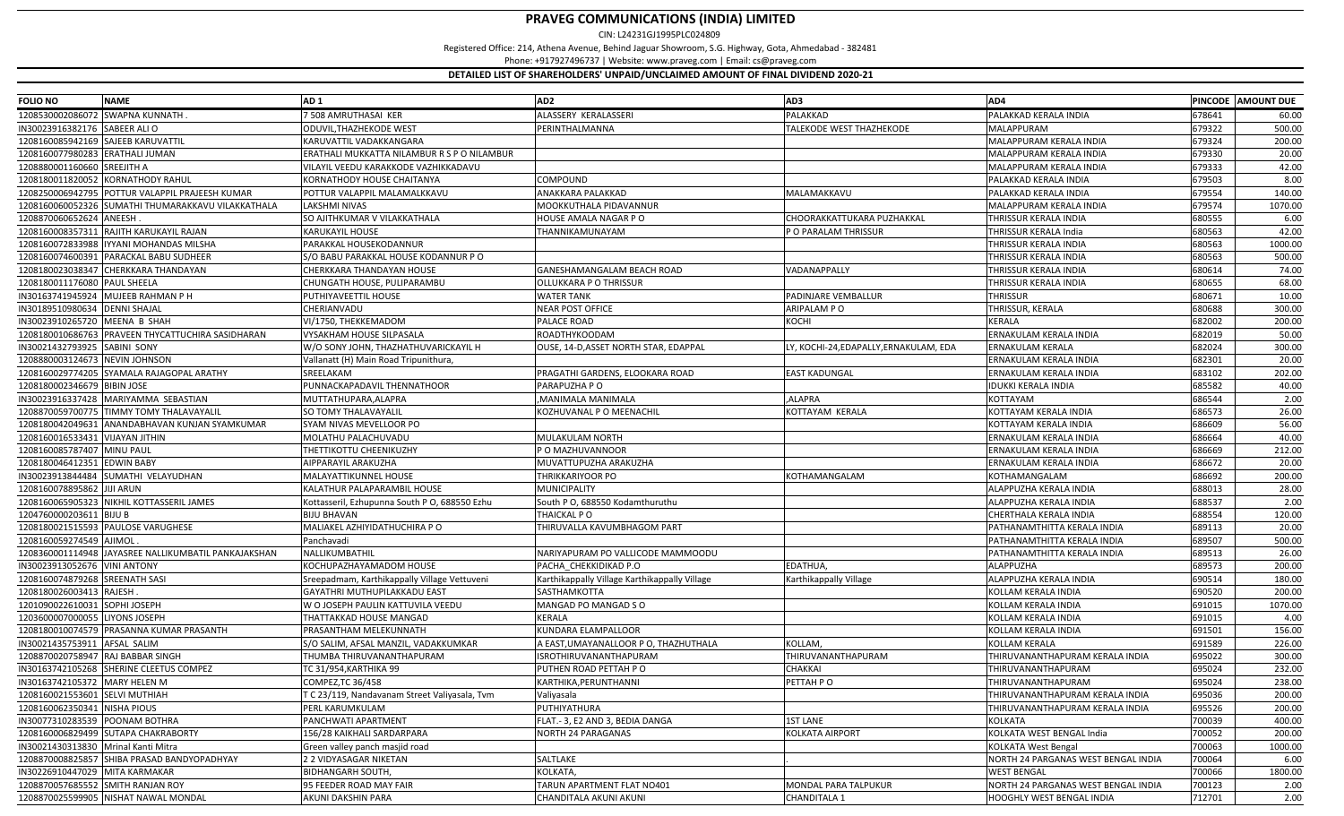# PRAVEG COMMUNICATIONS (INDIA) LIMITED

CIN: L24231GJ1995PLC024809

Registered Office: 214, Athena Avenue, Behind Jaguar Showroom, S.G. Highway, Gota, Ahmedabad - 382481

Phone: +917927496737 | Website: www.praveg.com | Email: cs@praveg.com

**DETAILED LIST OF SHAREHOLDERS' UNPAID/UNCLAIMED AMOUNT OF FINAL DIVIDEND 2020-21**

| FOLIO NO | NAME | AD 1 | AD2 | AD3 | AD4 | PINCODE | AMOUNT DUE |
|---|---|---|---|---|---|---|---|
| 1208530002086072 | SWAPNA KUNNATH . | 7 508 AMRUTHASAI KER | ALASSERY KERALASSERI | PALAKKAD | PALAKKAD KERALA INDIA | 678641 | 60.00 |
| IN30023916382176 | SABEER ALI O | ODUVIL,THAZHEKODE WEST | PERINTHALMANNA | TALEKODE WEST THAZHEKODE | MALAPPURAM | 679322 | 500.00 |
| 1208160085942169 | SAJEEB KARUVATTIL | KARUVATTIL VADAKKANGARA | | | MALAPPURAM KERALA INDIA | 679324 | 200.00 |
| 1208160077980283 | ERATHALI JUMAN | ERATHALI MUKKATTA NILAMBUR R S P O NILAMBUR | | | MALAPPURAM KERALA INDIA | 679330 | 20.00 |
| 1208880001160660 | SREEJITH A | VILAYIL VEEDU KARAKKODE VAZHIKKADAVU | | | MALAPPURAM KERALA INDIA | 679333 | 42.00 |
| 1208180011820052 | KORNATHODY RAHUL | KORNATHODY HOUSE CHAITANYA | COMPOUND | | PALAKKAD KERALA INDIA | 679503 | 8.00 |
| 1208250006942795 | POTTUR VALAPPIL PRAJEESH KUMAR | POTTUR VALAPPIL MALAMALKKAVU | ANAKKARA PALAKKAD | MALAMAKKAVU | PALAKKAD KERALA INDIA | 679554 | 140.00 |
| 1208160060052326 | SUMATHI THUMARAKKAVU VILAKKATHALA | LAKSHMI NIVAS | MOOKKUTHALA PIDAVANNUR | | MALAPPURAM KERALA INDIA | 679574 | 1070.00 |
| 1208870060652624 | ANEESH . | SO AJITHKUMAR V VILAKKATHALA | HOUSE AMALA NAGAR P O | CHOORAKKATTUKARA PUZHAKKAL | THRISSUR KERALA INDIA | 680555 | 6.00 |
| 1208160008357311 | RAJITH KARUKAYIL RAJAN | KARUKAYIL HOUSE | THANNIKAMUNAYAM | P O PARALAM THRISSUR | THRISSUR KERALA India | 680563 | 42.00 |
| 1208160072833988 | IYYANI MOHANDAS MILSHA | PARAKKAL HOUSEKODANNUR | | | THRISSUR KERALA INDIA | 680563 | 1000.00 |
| 1208160074600391 | PARACKAL BABU SUDHEER | S/O BABU PARAKKAL HOUSE KODANNUR P O | | | THRISSUR KERALA INDIA | 680563 | 500.00 |
| 1208180023038347 | CHERKKARA THANDAYAN | CHERKKARA THANDAYAN HOUSE | GANESHAMANGALAM BEACH ROAD | VADANAPPALLY | THRISSUR KERALA INDIA | 680614 | 74.00 |
| 1208180011176080 | PAUL SHEELA | CHUNGATH HOUSE, PULIPARAMBU | OLLUKKARA P O THRISSUR | | THRISSUR KERALA INDIA | 680655 | 68.00 |
| IN30163741945924 | MUJEEB RAHMAN P H | PUTHIYAVEETTIL HOUSE | WATER TANK | PADINJARE VEMBALLUR | THRISSUR | 680671 | 10.00 |
| IN30189510980634 | DENNI SHAJAL | CHERIANVADU | NEAR POST OFFICE | ARIPALAM P O | THRISSUR, KERALA | 680688 | 300.00 |
| IN30023910265720 | MEENA B SHAH | VI/1750, THEKKEMADOM | PALACE ROAD | KOCHI | KERALA | 682002 | 200.00 |
| 1208180010686763 | PRAVEEN THYCATTUCHIRA SASIDHARAN | VYSAKHAM HOUSE SILPASALA | ROADTHYKOODAM | | ERNAKULAM KERALA INDIA | 682019 | 50.00 |
| IN30021432793925 | SABINI SONY | W/O SONY JOHN, THAZHATHUVARICKAYIL H | OUSE, 14-D,ASSET NORTH STAR, EDAPPAL | LY, KOCHI-24,EDAPALLY,ERNAKULAM, EDA | ERNAKULAM KERALA | 682024 | 300.00 |
| 1208880003124673 | NEVIN JOHNSON | Vallanatt (H) Main Road Tripunithura, | | | ERNAKULAM KERALA INDIA | 682301 | 20.00 |
| 1208160029774205 | SYAMALA RAJAGOPAL ARATHY | SREELAKAM | PRAGATHI GARDENS, ELOOKARA ROAD | EAST KADUNGAL | ERNAKULAM KERALA INDIA | 683102 | 202.00 |
| 1208180002346679 | BIBIN JOSE | PUNNACKAPADAVIL THENNATHOOR | PARAPUZHA P O | | IDUKKI KERALA INDIA | 685582 | 40.00 |
| IN30023916337428 | MARIYAMMA SEBASTIAN | MUTTATHUPARA,ALAPRA | ,MANIMALA MANIMALA | ,ALAPRA | KOTTAYAM | 686544 | 2.00 |
| 1208870059700775 | TIMMY TOMY THALAVAYALIL | SO TOMY THALAVAYALIL | KOZHUVANAL P O MEENACHIL | KOTTAYAM KERALA | KOTTAYAM KERALA INDIA | 686573 | 26.00 |
| 1208180042049631 | ANANDABHAVAN KUNJAN SYAMKUMAR | SYAM NIVAS MEVELLOOR PO | | | KOTTAYAM KERALA INDIA | 686609 | 56.00 |
| 1208160016533431 | VIJAYAN JITHIN | MOLATHU PALACHUVADU | MULAKULAM NORTH | | ERNAKULAM KERALA INDIA | 686664 | 40.00 |
| 1208160085787407 | MINU PAUL | THETTIKOTTU CHEENIKUZHY | P O MAZHUVANNOOR | | ERNAKULAM KERALA INDIA | 686669 | 212.00 |
| 1208180046412351 | EDWIN BABY | AIPPARAYIL ARAKUZHA | MUVATTUPUZHA ARAKUZHA | | ERNAKULAM KERALA INDIA | 686672 | 20.00 |
| IN30023913844484 | SUMATHI VELAYUDHAN | MALAYATTIKUNNEL HOUSE | THRIKKARIYOOR PO | KOTHAMANGALAM | KOTHAMANGALAM | 686692 | 200.00 |
| 1208160078895862 | JIJI ARUN | KALATHUR PALAPARAMBIL HOUSE | MUNICIPALITY | | ALAPPUZHA KERALA INDIA | 688013 | 28.00 |
| 1208160065905323 | NIKHIL KOTTASSERIL JAMES | Kottasseril, Ezhupunna South P O, 688550 Ezhu | South P O, 688550 Kodamthuruthu | | ALAPPUZHA KERALA INDIA | 688537 | 2.00 |
| 1204760000203611 | BIJU B | BIJU BHAVAN | THAICKAL P O | | CHERTHALA KERALA INDIA | 688554 | 120.00 |
| 1208180021515593 | PAULOSE VARUGHESE | MALIAKEL AZHIYIDATHUCHIRA P O | THIRUVALLA KAVUMBHAGOM PART | | PATHANAMTHITTA KERALA INDIA | 689113 | 20.00 |
| 1208160059274549 | AJIMOL . | Panchavadi | | | PATHANAMTHITTA KERALA INDIA | 689507 | 500.00 |
| 1208360001114948 | JAYASREE NALLIKUMBATIL PANKAJAKSHAN | NALLIKUMBATHIL | NARIYAPURAM PO VALLICODE MAMMOODU | | PATHANAMTHITTA KERALA INDIA | 689513 | 26.00 |
| IN30023913052676 | VINI ANTONY | KOCHUPAZHAYAMADOM HOUSE | PACHA_CHEKKIDIKAD P.O | EDATHUA, | ALAPPUZHA | 689573 | 200.00 |
| 1208160074879268 | SREENATH SASI | Sreepadmam, Karthikappally Village Vettuveni | Karthikappally Village Karthikappally Village | Karthikappally Village | ALAPPUZHA KERALA INDIA | 690514 | 180.00 |
| 1208180026003413 | RAJESH . | GAYATHRI MUTHUPILAKKADU EAST | SASTHAMKOTTA | | KOLLAM KERALA INDIA | 690520 | 200.00 |
| 1201090022610031 | SOPHI JOSEPH | W O JOSEPH PAULIN KATTUVILA VEEDU | MANGAD PO MANGAD S O | | KOLLAM KERALA INDIA | 691015 | 1070.00 |
| 1203600007000055 | LIYONS JOSEPH | THATTAKKAD HOUSE MANGAD | KERALA | | KOLLAM KERALA INDIA | 691015 | 4.00 |
| 1208180010074579 | PRASANNA KUMAR PRASANTH | PRASANTHAM MELEKUNNATH | KUNDARA ELAMPALLOOR | | KOLLAM KERALA INDIA | 691501 | 156.00 |
| IN30021435753911 | AFSAL SALIM | S/O SALIM, AFSAL MANZIL, VADAKKUMKAR | A EAST,UMAYANALLOOR P O, THAZHUTHALA | KOLLAM, | KOLLAM KERALA | 691589 | 226.00 |
| 1208870020758947 | RAJ BABBAR SINGH | THUMBA THIRUVANANTHAPURAM | ISROTHIRUVANANTHAPURAM | THIRUVANANTHAPURAM | THIRUVANANTHAPURAM KERALA INDIA | 695022 | 300.00 |
| IN30163742105268 | SHERINE CLEETUS COMPEZ | TC 31/954,KARTHIKA 99 | PUTHEN ROAD PETTAH P O | CHAKKAI | THIRUVANANTHAPURAM | 695024 | 232.00 |
| IN30163742105372 | MARY HELEN M | COMPEZ,TC 36/458 | KARTHIKA,PERUNTHANNI | PETTAH P O | THIRUVANANTHAPURAM | 695024 | 238.00 |
| 1208160021553601 | SELVI MUTHIAH | T C 23/119, Nandavanam Street Valiyasala, Tvm | Valiyasala | | THIRUVANANTHAPURAM KERALA INDIA | 695036 | 200.00 |
| 1208160062350341 | NISHA PIOUS | PERL KARUMKULAM | PUTHIYATHURA | | THIRUVANANTHAPURAM KERALA INDIA | 695526 | 200.00 |
| IN30077310283539 | POONAM BOTHRA | PANCHWATI APARTMENT | FLAT.- 3, E2 AND 3, BEDIA DANGA | 1ST LANE | KOLKATA | 700039 | 400.00 |
| 1208160006829499 | SUTAPA CHAKRABORTY | 156/28 KAIKHALI SARDARPARA | NORTH 24 PARAGANAS | KOLKATA AIRPORT | KOLKATA WEST BENGAL India | 700052 | 200.00 |
| IN30021430313830 | Mrinal Kanti Mitra | Green valley panch masjid road | | | KOLKATA West Bengal | 700063 | 1000.00 |
| 1208870008825857 | SHIBA PRASAD BANDYOPADHYAY | 2 2 VIDYASAGAR NIKETAN | SALTLAKE | . | NORTH 24 PARGANAS WEST BENGAL INDIA | 700064 | 6.00 |
| IN30226910447029 | MITA KARMAKAR | BIDHANGARH SOUTH, | KOLKATA, | . | WEST BENGAL | 700066 | 1800.00 |
| 1208870057685552 | SMITH RANJAN ROY | 95 FEEDER ROAD MAY FAIR | TARUN APARTMENT FLAT NO401 | MONDAL PARA TALPUKUR | NORTH 24 PARGANAS WEST BENGAL INDIA | 700123 | 2.00 |
| 1208870025599905 | NISHAT NAWAL MONDAL | AKUNI DAKSHIN PARA | CHANDITALA AKUNI AKUNI | CHANDITALA 1 | HOOGHLY WEST BENGAL INDIA | 712701 | 2.00 |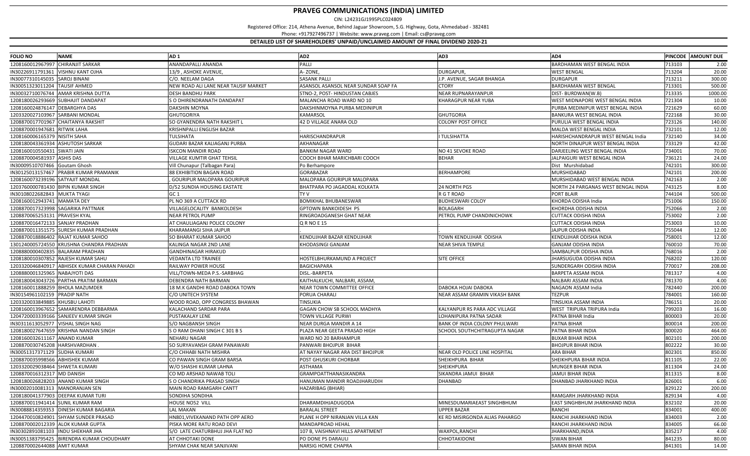# PRAVEG COMMUNICATIONS (INDIA) LIMITED

CIN: L24231GJ1995PLC024809

Registered Office: 214, Athena Avenue, Behind Jaguar Showroom, S.G. Highway, Gota, Ahmedabad - 382481

Phone: +917927496737 | Website: www.praveg.com | Email: cs@praveg.com

## DETAILED LIST OF SHAREHOLDERS' UNPAID/UNCLAIMED AMOUNT OF FINAL DIVIDEND 2020-21

| FOLIO NO | NAME | AD 1 | AD2 | AD3 | AD4 | PINCODE | AMOUNT DUE |
|---|---|---|---|---|---|---|---|
| 1208160012967997 | CHIRANJIT SARKAR | ANANDAPALLI ANANDA | PALLI | | BARDHAMAN WEST BENGAL INDIA | 713103 | 2.00 |
| IN30226911791361 | VISHNU KANT OJHA | 13/9 , ASHOKE AVENUE, | A- ZONE, | DURGAPUR, | WEST BENGAL | 713204 | 20.00 |
| IN30077310145035 | SAROJ BINANI | C/O. NEELAM DAGA | SASANK PALLI | J.P. AVENUE, SAGAR BHANGA | DURGAPUR | 713211 | 300.00 |
| IN30051323011204 | TAUSIF AHMED | NEW ROAD ALI LANE NEAR TAUSIF MARKET | ASANSOL ASANSOL NEAR SUNDAR SOAP FA | CTORY | BARDHAMAN WEST BENGAL | 713301 | 500.00 |
| IN30032710076744 | AMAR KRISHNA DUTTA | DESH BANDHU PARK | STNO-2, POST- HINDUSTAN CABJES | NEAR RUPNARAYANPUR | DIST- BURDWAN(W.B) | 713335 | 1000.00 |
| 1208180026293669 | SUBHAJIT DANDAPAT | S O DHIRENDRANATH DANDAPAT | MALANCHA ROAD WARD NO 10 | KHARAGPUR NEAR YUBA | WEST MIDNAPORE WEST BENGAL INDIA | 721304 | 10.00 |
| 1208160024876147 | DEBARGHYA DAS | DAKSHIN MOYNA | DAKSHINMOYNA PURBA MEDINIPUR | | PURBA MEDINIPUR WEST BENGAL INDIA | 721629 | 60.00 |
| 1203320027103967 | SARBANI MONDAL | GHUTGORIYA | KAMARSOL | GHUTGORIA | BANKURA WEST BENGAL INDIA | 722168 | 30.00 |
| 1208870017701967 | CHAITANYA RAKSHIT | SO GYANENDRA NATH RAKSHIT L | 42 D VILLAGE ANARA OLD | COLONY POST OFFICE | PURULIA WEST BENGAL INDIA | 723126 | 140.00 |
| 1208870001947681 | RITWIK LAHA | KRISHNPALLI ENGLISH BAZAR | | . | MALDA WEST BENGAL INDIA | 732101 | 12.00 |
| 1208160006165379 | NISITH SAHA | TULSIHATA | HARISCHANDRAPUR | I TULSIHATTA | HARISHCHANDRAPUR WEST BENGAL India | 732140 | 34.00 |
| 1208180043361934 | ASHUTOSH SARKAR | GUDARI BAZAR KALIAGANJ PURBA | AKHANAGAR | | NORTH DINAJPUR WEST BENGAL INDIA | 733129 | 42.00 |
| 1208160010550431 | SWATI JAIN | ISKCON MANDIR ROAD | BANKIM NAGAR WARD | NO 41 SEVOKE ROAD | DARJEELING WEST BENGAL INDIA | 734001 | 70.00 |
| 1208870004581937 | ASHIS DAS | VILLAGE KUMTIR GHAT TEHSIL | COOCH BIHAR MARICHBARI COOCH | BEHAR | JALPAIGURI WEST BENGAL INDIA | 736121 | 24.00 |
| IN30009510707466 | Goutam Ghosh | Vill Chunapur (Talbagan Para) | Po Berhampore | | Dist Murshidabad | 742101 | 300.00 |
| IN30125013157467 | PRABIR KUMAR PRAMANIK | 88 EXHIBITION BAGAN ROAD | GORABAZAR | BERHAMPORE | MURSHIDABAD | 742101 | 200.00 |
| 1208160073239196 | SATYAJIT MONDAL | , GOURIPUR MALOPARA GOURIPUR | MALOPARA GOURIPUR MALOPARA | | MURSHIDABAD WEST BENGAL INDIA | 742163 | 2.00 |
| 1203760000781430 | BIPIN KUMAR SINGH | D/52 SUNDIA HOUSING EASTATE | BHATPARA PO JAGADDAL KOLKATA | 24 NORTH PGS | NORTH 24 PARGANAS WEST BENGAL INDIA | 743125 | 8.00 |
| IN30108022682843 | MUKTA TYAGI | GC 1 | TY V | R G T ROAD | PORT BLAIR | 744104 | 500.00 |
| 1208160012943741 | MAMATA DEY | PL NO 369 A CUTTACK RD | BOMIKHAL BHUBANESWAR | BUDHESWARI COLOY | KHORDA ODISHA India | 751006 | 150.00 |
| 1208870017323998 | SAGARIKA PATTNAIK | VILLAGELOCALITY BANKOLDESH | GPTOWN BANKOIDESH PS | BOLAGARH | KHORDHA ODISHA INDIA | 752066 | 2.00 |
| 1208870065253131 | PRAVESH KYAL | NEAR PETROL PUMP | RINGROADGANESH GHAT NEAR | PETROL PUMP CHANDINICHOWK | CUTTACK ODISHA INDIA | 753002 | 2.00 |
| 1208870016472133 | SANJAY PRADHAN | AT CHAULIAGANJ POLICE COLONY | Q R NO E 15 | . | CUTTACK ODISHA INDIA | 753003 | 10.00 |
| 1208870011351575 | SURESH KUMAR PRADHAN | KHARAMANGI SIHA JAJPUR | . | . | JAJPUR ODISHA INDIA | 755044 | 12.00 |
| 1208870018886402 | RAJAT KUMAR SAHOO | SO BHARAT KUMAR SAHOO | KENDUJHAR BAZAR KENDUJHAR | TOWN KENDUJHAR ODISHA | KENDUJHAR ODISHA INDIA | 758001 | 12.00 |
| 1301240005724550 | KRUSHNA CHANDRA PRADHAN | KALINGA NAGAR 2ND LANE | KHODASINGI GANJAM | NEAR SHIVA TEMPLE | GANJAM ODISHA INDIA | 760010 | 70.00 |
| 1208880000402835 | BALARAM PRADHAN | GANDHINAGAR HIRAKUD | | | SAMBALPUR ODISHA INDIA | 768016 | 2.00 |
| 1208180010307852 | RAJESH KUMAR SAHU | VEDANTA LTD TRAINEE | HOSTELBHURKAMUND A PROJECT | SITE OFFICE | JHARSUGUDA ODISHA INDIA | 768202 | 120.00 |
| 1203320046840917 | ABHISEK KUMAR CHARAN PAHADI | RAILWAY POWER HOUSE | BAGICHAPARA | | SUNDERGARH ODISHA INDIA | 770017 | 208.00 |
| 1208880001325965 | NABAJYOTI DAS | VILL/TOWN-MEDA P.S.-SARBHAG | DISL.-BARPETA | | BARPETA ASSAM INDIA | 781317 | 4.00 |
| 1208180043043726 | PARTHA PRATIM BARMAN | DEBENDRA NATH BARMAN | KAITHALKUCHI, NALBARI, ASSAM, | | NALBARI ASSAM INDIA | 781370 | 4.00 |
| 1208160011888259 | BHOLA MAZUMDER | 18 M.K GANDHI ROAD DABOKA TOWN | NEAR TOWN COMMITTEE OFFICE | DABOKA HOJAI DABOKA | NAGAON ASSAM India | 782440 | 200.00 |
| IN30154961102159 | PRADIP NATH | C/O UNITECH SYSTEM | PORUA CHARALI | NEAR ASSAM GRAMIN VIKASH BANK | TEZPUR | 784001 | 160.00 |
| 1203320033849885 | KHUSBU LAHOTI | WOOD ROAD, OPP CONGRESS BHAWAN | TINSUKIA | | TINSUKIA ASSAM INDIA | 786151 | 20.00 |
| 1208160013967652 | SAMARENDRA DEBBARMA | KALACHAND SARDAR PARA | GAGAN CHOW SB SCHOOL MADHYA | KALYANPUR RS PARA ADC VILLAGE | WEST TRIPURA TRIPURA India | 799203 | 16.00 |
| 1204720003339166 | SANJEEV KUMAR SINGH | PUSTAKALAY LENE | TOWN VILLAGE PURWI | LOHANIPURA PATNA SADAR | PATNA BIHAR India | 800003 | 20.00 |
| IN30311613052977 | VISHAL SINGH NAG | S/O NAGBANSH SINGH | NEAR DURGA MANDIR A 14 | BANK OF INDIA COLONY PHULWARI | PATNA BIHAR | 800014 | 200.00 |
| 1208180027647659 | KRISHNA NANDAN SINGH | S O RAM DHANI SINGH C 301 B S | PLAZA NEAR GEETA PRASAD HIGH | SCHOOL SOUTHCHITRAGUPTA NAGAR | PATNA BIHAR INDIA | 800020 | 464.00 |
| 1208160032611167 | ANAND KUMAR | NEHARU NAGAR | WARD NO 20 BARHAMPUR | | BUXAR BIHAR INDIA | 802101 | 200.00 |
| 1208870030745208 | HARSHVARDHAN . | SO SURYAVANSH GRAM PANAWARI | PANWARI BHOJPUR BIHAR | . | BHOJPUR BIHAR INDIA | 802222 | 30.00 |
| IN30051317371129 | SUDHA KUMARI | C/O CHHABI NATH MISHRA | AT NAYAY NAGAR ARA DIST BHOJPUR | NEAR OLD POLICE LINE HOSPITAL | ARA BIHAR | 802301 | 850.00 |
| 1208870035998566 | ABHISHEK KUMAR | CO PAWAN SINGH GRAM BARSA | POST GHUSKURI CHORBAR | SHEIKHPURA BIHAR | SHEIKHPURA BIHAR INDIA | 811105 | 22.00 |
| 1203320029038464 | SHWETA KUMARI | W/O SHASHI KUMAR LAHNA | ASTHAMA | SHEIKHPURA | MUNGER BIHAR INDIA | 811304 | 24.00 |
| 1208870016312317 | MD DANISH | CO MD ARSHAD NAWAB TOLI | GRAMPOATTHANASIKANDRA | SIKANDRA JAMUI BIHAR | JAMUI BIHAR INDIA | 811315 | 8.00 |
| 1208180026828203 | ANAND KUMAR SINGH | S O CHANDRIKA PRASAD SINGH | HANUMAN MANDIR ROADJHARUDIH | DHANBAD | DHANBAD JHARKHAND INDIA | 826001 | 6.00 |
| IN30002010081313 | MANORANJAN SEN | MAIN ROAD RAMGARH CANTT | HAZARIBAG (BHIAR) | | | 829122 | 200.00 |
| 1208180041377903 | DEEPAK KUMAR TURI | SONDIHA SONDIHA | | | RAMGARH JHARKHAND INDIA | 829134 | 4.00 |
| 1208870011941414 | SUNIL KUMAR RAM | HOUSE NO52 VILL | DHARAMDIHJADUGODA | MINESDUMARIAEAST SINGHBHUM | EAST SINGHBHUM JHARKHAND INDIA | 832102 | 20.00 |
| IN30088814359353 | DINESH KUMAR BAGARIA | LAL MAKAN | BARALAL STREET | UPPER BAZAR | RANCHI | 834001 | 400.00 |
| 1204470010824901 | SHYAM SUNDER PRASAD | HN801,VIVEKANAND PATH OPP AERO | PLANE H OPP NIRANJAN VILLA KAN | KE RD MISIRGONDA ALIAS PAHARGO | RANCHI JHARKHAND INDIA | 834003 | 2.00 |
| 1208870002012339 | ALOK KUMAR GUPTA | PISKA MORE RATU ROAD DEVI | MANDAPROAD HEHAL | . | RANCHI JHARKHAND INDIA | 834005 | 66.00 |
| IN30302891081103 | INDU SHEKHAR JHA | S/O LATE CHATURBHUJ JHA FLAT NO | 107 B, VAISHNAVI HILLS APARTMENT | WAXPOL,RANCHI | JHARKHAND,INDIA | 835217 | 4.00 |
| IN30051383795425 | BIRENDRA KUMAR CHOUDHARY | AT CHHOTAKI DONE | PO DONE PS DARAULI | CHHOTAKIDONE | SIWAN BIHAR | 841235 | 80.00 |
| 1208870002644088 | AMIT KUMAR | SHYAM CHAK NEAR SANJIVANI | NARSIG HOME CHAPRA | . | SARAN BIHAR INDIA | 841301 | 14.00 |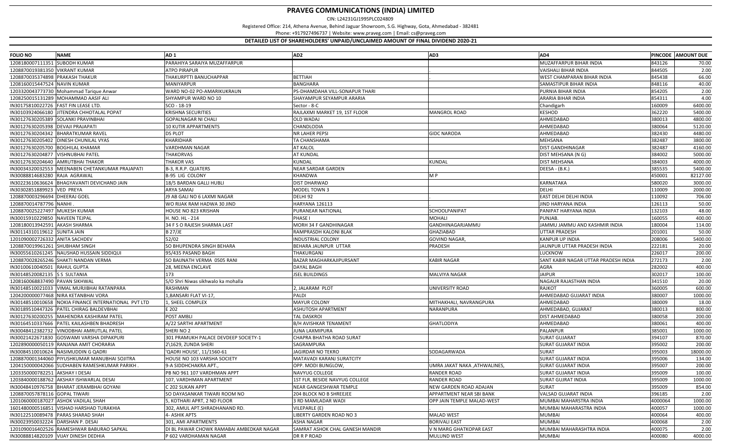# PRAVEG COMMUNICATIONS (INDIA) LIMITED

CIN: L24231GJ1995PLC024809

Registered Office: 214, Athena Avenue, Behind Jaguar Showroom, S.G. Highway, Gota, Ahmedabad - 382481

Phone: +917927496737 | Website: www.praveg.com | Email: cs@praveg.com

**DETAILED LIST OF SHAREHOLDERS' UNPAID/UNCLAIMED AMOUNT OF FINAL DIVIDEND 2020-21**

| FOLIO NO | NAME | AD 1 | AD2 | AD3 | AD4 | PINCODE | AMOUNT DUE |
|---|---|---|---|---|---|---|---|
| 1208180007111351 | SUBODH KUMAR | PARAHIYA SARAIYA MUZAFFARPUR | | | MUZAFFARPUR BIHAR INDIA | 843126 | 70.00 |
| 1208870019381350 | VIKRANT KUMAR | ATPO PIRAPUR | . | . | VAISHALI BIHAR INDIA | 844505 | 2.00 |
| 1208870035374898 | PRAKASH THAKUR | THAKURPTTI BANUCHAPPAR | BETTIAH | . | WEST CHAMPARAN BIHAR INDIA | 845438 | 66.00 |
| 1208160015447524 | NAVIN KUMAR | MANIYARPUR | BANGHARA | | SAMASTIPUR BIHAR INDIA | 848116 | 40.00 |
| 1203320043773730 | Mohammad Tarique Anwar | WARD NO-02 PO-AMARIKUKRAUN | PS-DHAMDAHA VILL-SONAPUR THARI | | PURNIA BIHAR INDIA | 854205 | 2.00 |
| 1208250015131289 | MOHAMMAD AASIF ALI | SHYAMPUR WARD NO 10 | SHAYAMPUR SEYAMPUR ARARIA | | ARARIA BIHAR INDIA | 854311 | 4.00 |
| IN30175810022726 | FAST FIN LEASE LTD. | SCO - 18-19 | Sector - 8-C | | Chandigarh | 160009 | 6400.00 |
| IN30103924066180 | JITENDRA CHHOTALAL POPAT | KRISHNA SECURITIES | RAJLAXMI MARKET 19, 1ST FLOOR | MANGROL ROAD | KESHOD | 362220 | 5400.00 |
| IN30127630205389 | SOLANKI PRAVINBHAI | GOPALNAGAR NI CHALI | OLD WADAJ | | AHMEDABAD | 380013 | 4800.00 |
| IN30127630205398 | DEVAJI PRAJAPATI | 10 KUTIR APPARTMENTS | CHANDLODIA | | AHMEDABAD | 380064 | 5120.00 |
| IN30127630204342 | BHARATKUMAR RAVEL | DS PLOT | NR LAHER PEPSI | GIDC NARODA | AHMEDABAD | 382430 | 4480.00 |
| IN30127630205402 | DINESH CHUNILAL VYAS | KHARIDHAR | TA CHANSHAMA | | MEHSANA | 382487 | 3800.00 |
| IN30127630205700 | BOGHILAL KHAMAR | VARDHMAN NAGAR | AT KALOL | | DIST GANDHINAGAR | 382487 | 4160.00 |
| IN30127630204877 | VISHNUBHAI PATEL | THAKORVAS | AT KUNDAL | | DIST MEHSANA (N G) | 384002 | 5000.00 |
| IN30127630204640 | AMRUTBHAI THAKOR | THAKOR VAS | KUNDAL | KUNDAL | DIST MEHSANA | 384003 | 4000.00 |
| IN30034320032553 | MEENABEN CHETANKUMAR PRAJAPATI | B-3, R.R.P. QUATERS | NEAR SARDAR GARDEN | | DEESA - (B.K.) | 385535 | 5400.00 |
| IN30088814683280 | RAJA AGRAWAL | B-95 LIG COLONY | KHANDWA | M P | | 450001 | 82127.00 |
| IN30223610636624 | BHAGYAVANTI DEVICHAND JAIN | 18/5 BARDAN GALLI HUBLI | DIST DHARWAD | | KARNATAKA | 580020 | 3000.00 |
| IN30302851889923 | VED PREYA | ARYA SAMAJ | MODEL TOWN 3 | | DELHI | 110009 | 2000.00 |
| 1208870003296694 | DHEERAJ GOEL | J9 AB GALI NO 6 LAXMI NAGAR | DELHI 92 | . | EAST DELHI DELHI INDIA | 110092 | 706.00 |
| 1208870014787796 | NANHI . | WO RIJAK RAM HADWA 30 JIND | HARYANA 126113 | . | JIND HARYANA INDIA | 126113 | 50.00 |
| 1208870025227497 | MUKESH KUMAR | HOUSE NO 823 KRISHAN | PURANEAR NATIONAL | SCHOOLPANIPAT | PANIPAT HARYANA INDIA | 132103 | 48.00 |
| IN30015910229850 | NAVEEN TEJPAL | H. NO. HL - 214 | PHASE I | MOHALI | PUNJAB. | 160055 | 400.00 |
| 1208180013942591 | AKASH SHARMA | 34 F S O RAJESH SHARMA LAST | MORH 34 F GANDHINAGAR | GANDHINAGARJAMMU | JAMMU JAMMU AND KASHMIR INDIA | 180004 | 114.00 |
| IN30114310119612 | SUNITA JAIN | B 27/JE | RAMPRASDH KALONI BLAK | GHAZIABAD | UTTAR PRADESH | 201001 | 50.00 |
| 1201090002726332 | ANITA SACHDEV | 52/02 | INDUSTRIAL COLONY | GOVIND NAGAR, | KANPUR UP INDIA | 208006 | 5400.00 |
| 1208870019961261 | SHUBHAM SINGH | SO BHUPENDRA SINGH BEHARA | BEHARA JAUNPUR UTTAR | PRADESH | JAUNPUR UTTAR PRADESH INDIA | 222181 | 20.00 |
| IN30055610261245 | NAUSHAD HUSSAIN SIDDIQUI | 95/435 PASAND BAGH | THAKURGANJ | | LUCKNOW | 226017 | 200.00 |
| 1208870028265246 | SHAKTI NANDAN VERMA | SO BAIJNATH VERMA 0505 RANI | BAZAR MAGHARKAJIPURSANT | KABIR NAGAR | SANT KABIR NAGAR UTTAR PRADESH INDIA | 272173 | 2.00 |
| IN30106010040501 | RAHUL GUPTA | 28, MEENA ENCLAVE | DAYAL BAGH | | AGRA | 282002 | 400.00 |
| IN30148520082135 | S S SULTANIA | 173 | JSEL BUILDINGS | MALVIYA NAGAR | JAIPUR | 302017 | 100.00 |
| 1208160068837490 | PAVAN SIKHWAL | S/O Shri Niwas sikhwalo ka mohalla | | | NAGAUR RAJASTHAN INDIA | 341510 | 20.00 |
| IN30148510021033 | VIMAL MURJIBHAI RATANPARA | RASHMAN | 2, JALARAM PLOT | UNIVERSITY ROAD | RAJKOT | 360005 | 600.00 |
| 1204200000077468 | NIRA KETANBHAI VORA | 1,BANSARI FLAT VI-17, | PALDI | | AHMEDABAD GUJARAT INDIA | 380007 | 1000.00 |
| IN30148510010658 | NOKIA FINANCE INTERNATIONAL PVT LTD | 1, SHEEL COMPLEX | MAYUR COLONY | MITHAKHALI, NAVRANGPURA | AHMEDABAD | 380009 | 18.00 |
| IN30189510447326 | PATEL CHIRAG BALDEVBHAI | E 202 | ASHUTOSH APARTMENT | NARANPURA | AHMEDABAD, GUJARAT | 380013 | 800.00 |
| IN30127630200255 | MAHENDRA KASHIRAM PATEL | POST AMBLI | TAL DASKROI | | DIST AHMEDABAD | 380058 | 200.00 |
| IN30164510337666 | PATEL KAILASHBEN BHADRESH | A/22 SARTHI APARTMENT | B/H AVISHKAR TENAMENT | GHATLODIYA | AHMEDABAD | 380061 | 400.00 |
| IN30048412382732 | VINODBHAI AMRUTLAL PATEL | SHERI NO 2 | JUNA LAXMIPURA | | PALANPUR | 385001 | 1000.00 |
| IN30021422671830 | GOSWAMI VARSHA DIPAKPURI | 301 PRAMUKH PALACE DEVDEEP SOCIETY-1 | CHAPRA BHATHA ROAD SURAT | | SURAT GUJARAT | 394107 | 870.00 |
| 1202890000050119 | RANJANA AMIT CHORARIA | 2\1629, ZUNDA SHERI | SAGRAMPURA | | SURAT GUJARAT INDIA | 395002 | 200.00 |
| IN30084510010624 | NASIMUDDIN G QADRI | 'QADRI HOUSE', 11/1560-61 | JAGIRDAR NO TEKRO | SODAGARWADA | SURAT | 395003 | 18000.00 |
| 1208870001344060 | PIYUSHKUMAR MANUBHAI SOJITRA | HOUSE NO 103 VARSHA SOCIETY | MATAVADI KARANJ SURATCITY | | SURAT GUJARAT INDIA | 395006 | 134.00 |
| 1204150000042066 | SUDHABEN RAMESHKUMAR PARIKH . | 9-A SIDDHCHAKRA APT., | OPP. MODI BUNGLOW, | UMRA JAKAT NAKA ,ATHWALINES, | SURAT GUJARAT INDIA | 395007 | 200.00 |
| 1203350000782251 | AKSHAY I DESAI | PB NO 961 107 VARDHMAN APPT | NAVYUG COLLEGE | RANDER ROAD | SURAT GUJARAT INDIA | 395009 | 100.00 |
| 1203840000188762 | AKSHAY ISHWARLAL DESAI | 107, VARDHMAN APARTMENT | 1ST FLR, BESIDE NAVYUG COLLEGE | RANDER ROAD | SURAT GUJRAT INDIA | 395009 | 1000.00 |
| IN30048410976758 | BHARAT JERAMBHAI GOYANI | C 202 SUKAN APPT | NEAR GANGESHWAR TEMPLE | NEW GARDEN ROAD ADAJAN | SURAT | 395009 | 854.00 |
| 1208870057878116 | GOPAL TIWARI | SO DAYASANKAR TIWARI ROOM NO | 204 BLOCK NO B SHREEJEE | APPARTMENT NEAR SBI BANK | VALSAD GUJARAT INDIA | 396185 | 2.00 |
| 1201060000187027 | ASHOK VADILAL SHAH | 5, KOTHARI APRT, 2 ND FLOOR | 3 RD MAMLADAR WADI | OPP JAIN TEMPLE MALAD-WEST | MUMBAI MAHARSTRA INDIA | 4000064 | 1000.00 |
| 1601480000516851 | VISHAD HARSHAD TURAKHIA | 302, AMUL APT.SHRADHANAND RD. | VILEPARLE (E) | . | MUMBAI MAHARASTRA INDIA | 400057 | 1000.00 |
| IN30122510089478 | PARAS SHARAD SHAH | 4- ASHIK APTS | LIBERTY GARDEN ROAD NO 3 | MALAD WEST | MUMBAI | 400064 | 400.00 |
| IN30023950032224 | DARSHAN P. DESAI | 301, AMI APARTMENTS | ASHA NAGAR | BORIVALI EAST | MUMBAI | 400068 | 2.00 |
| 1201090016402526 | RAMESHWAR BABURAO SAPKAL | DI BL PAWAR CHOWK RAMABAI AMBEDKAR NAGAR | SAMRAT ASHOK CHAL GANESH MANDIR | V N MARG GHATKOPAR EAST | MUMBAI MAHARASHTRA INDIA | 400075 | 2.00 |
| IN30088814820109 | VIJAY DINESH DEDHIA | P 602 VARDHAMAN NAGAR | DR R P ROAD | MULUND WEST | MUMBAI | 400080 | 4000.00 |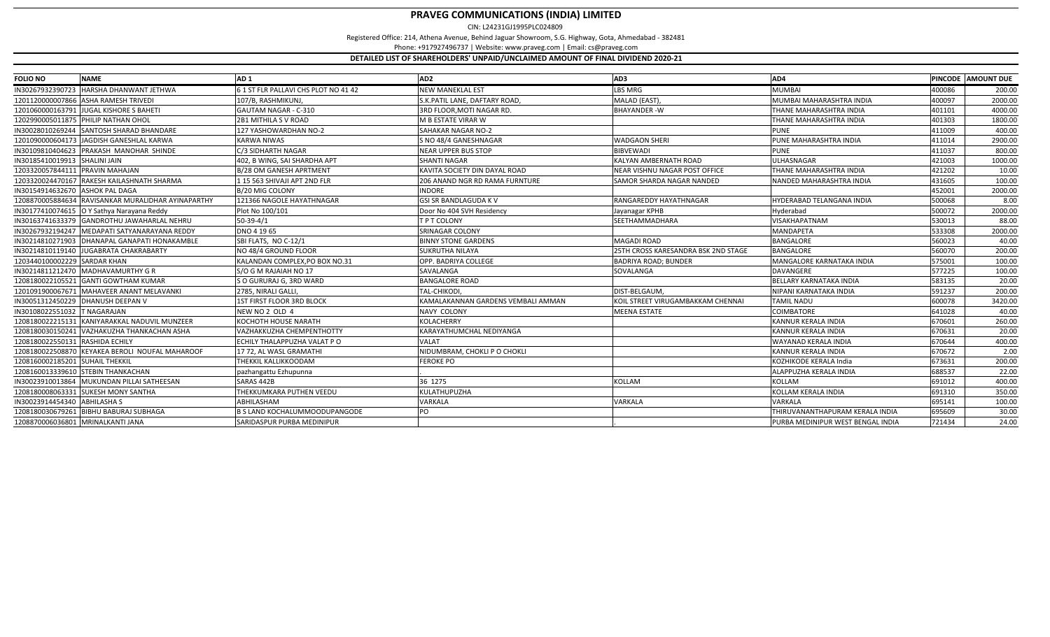# PRAVEG COMMUNICATIONS (INDIA) LIMITED

CIN: L24231GJ1995PLC024809

Registered Office: 214, Athena Avenue, Behind Jaguar Showroom, S.G. Highway, Gota, Ahmedabad - 382481

Phone: +917927496737 | Website: www.praveg.com | Email: cs@praveg.com

**DETAILED LIST OF SHAREHOLDERS' UNPAID/UNCLAIMED AMOUNT OF FINAL DIVIDEND 2020-21**

| FOLIO NO | NAME | AD 1 | AD2 | AD3 | AD4 | PINCODE | AMOUNT DUE |
|---|---|---|---|---|---|---|---|
| IN30267932390723 | HARSHA DHANWANT JETHWA | 6 1 ST FLR PALLAVI CHS PLOT NO 41 42 | NEW MANEKLAL EST | LBS MRG | MUMBAI | 400086 | 200.00 |
| 1201120000007866 | ASHA RAMESH TRIVEDI | 107/B, RASHMIKUNJ, | S.K.PATIL LANE, DAFTARY ROAD, | MALAD (EAST), | MUMBAI MAHARASHTRA INDIA | 400097 | 2000.00 |
| 1201060000163791 | JUGAL KISHORE S BAHETI | GAUTAM NAGAR - C-310 | 3RD FLOOR,MOTI NAGAR RD. | BHAYANDER -W | THANE MAHARASHTRA INDIA | 401101 | 4000.00 |
| 1202990005011875 | PHILIP NATHAN OHOL | 2B1 MITHILA S V ROAD | M B ESTATE VIRAR W | | THANE MAHARASHTRA INDIA | 401303 | 1800.00 |
| IN30028010269244 | SANTOSH SHARAD BHANDARE | 127 YASHOWARDHAN NO-2 | SAHAKAR NAGAR NO-2 | | PUNE | 411009 | 400.00 |
| 1201090000604173 | JAGDISH GANESHLAL KARWA | KARWA NIWAS | S NO 48/4 GANESHNAGAR | WADGAON SHERI | PUNE MAHARASHTRA INDIA | 411014 | 2900.00 |
| IN30109810404623 | PRAKASH MANOHAR SHINDE | C/3 SIDHARTH NAGAR | NEAR UPPER BUS STOP | BIBVEWADI | PUNE | 411037 | 800.00 |
| IN30185410019913 | SHALINI JAIN | 402, B WING, SAI SHARDHA APT | SHANTI NAGAR | KALYAN AMBERNATH ROAD | ULHASNAGAR | 421003 | 1000.00 |
| 1203320057844111 | PRAVIN MAHAJAN | B/28 OM GANESH APRTMENT | KAVITA SOCIETY DIN DAYAL ROAD | NEAR VISHNU NAGAR POST OFFICE | THANE MAHARASHTRA INDIA | 421202 | 10.00 |
| 1203320024470167 | RAKESH KAILASHNATH SHARMA | 1 15 563 SHIVAJI APT 2ND FLR | 206 ANAND NGR RD RAMA FURNTURE | SAMOR SHARDA NAGAR NANDED | NANDED MAHARASHTRA INDIA | 431605 | 100.00 |
| IN30154914632670 | ASHOK PAL DAGA | B/20 MIG COLONY | INDORE | | | 452001 | 2000.00 |
| 1208870005884634 | RAVISANKAR MURALIDHAR AYINAPARTHY | 121366 NAGOLE HAYATHNAGAR | GSI SR BANDLAGUDA K V | RANGAREDDY HAYATHNAGAR | HYDERABAD TELANGANA INDIA | 500068 | 8.00 |
| IN30177410074615 | O Y Sathya Narayana Reddy | Plot No 100/101 | Door No 404 SVH Residency | Jayanagar KPHB | Hyderabad | 500072 | 2000.00 |
| IN30163741633379 | GANDROTHU JAWAHARLAL NEHRU | 50-39-4/1 | T P T COLONY | SEETHAMMADHARA | VISAKHAPATNAM | 530013 | 88.00 |
| IN30267932194247 | MEDAPATI SATYANARAYANA REDDY | DNO 4 19 65 | SRINAGAR COLONY | | MANDAPETA | 533308 | 2000.00 |
| IN30214810271903 | DHANAPAL GANAPATI HONAKAMBLE | SBI FLATS, NO C-12/1 | BINNY STONE GARDENS | MAGADI ROAD | BANGALORE | 560023 | 40.00 |
| IN30214810119140 | JUGABRATA CHAKRABARTY | NO 48/4 GROUND FLOOR | SUKRUTHA NILAYA | 25TH CROSS KARESANDRA BSK 2ND STAGE | BANGALORE | 560070 | 200.00 |
| 1203440100002229 | SARDAR KHAN | KALANDAN COMPLEX,PO BOX NO.31 | OPP. BADRIYA COLLEGE | BADRIYA ROAD; BUNDER | MANGALORE KARNATAKA INDIA | 575001 | 100.00 |
| IN30214811212470 | MADHAVAMURTHY G R | S/O G M RAJAIAH NO 17 | SAVALANGA | SOVALANGA | DAVANGERE | 577225 | 100.00 |
| 1208180022105521 | GANTI GOWTHAM KUMAR | S O GURURAJ G, 3RD WARD | BANGALORE ROAD | | BELLARY KARNATAKA INDIA | 583135 | 20.00 |
| 1201091900067671 | MAHAVEER ANANT MELAVANKI | 2785, NIRALI GALLI, | TAL-CHIKODI, | DIST-BELGAUM, | NIPANI KARNATAKA INDIA | 591237 | 200.00 |
| IN30051312450229 | DHANUSH DEEPAN V | 1ST FIRST FLOOR 3RD BLOCK | KAMALAKANNAN GARDENS VEMBALI AMMAN | KOIL STREET VIRUGAMBAKKAM CHENNAI | TAMIL NADU | 600078 | 3420.00 |
| IN30108022551032 | T NAGARAJAN | NEW NO 2 OLD 4 | NAVY COLONY | MEENA ESTATE | COIMBATORE | 641028 | 40.00 |
| 1208180022215131 | KANIYARAKKAL NADUVIL MUNZEER | KOCHOTH HOUSE NARATH | KOLACHERRY | | KANNUR KERALA INDIA | 670601 | 260.00 |
| 1208180030150241 | VAZHAKUZHA THANKACHAN ASHA | VAZHAKKUZHA CHEMPENTHOTTY | KARAYATHUMCHAL NEDIYANGA | | KANNUR KERALA INDIA | 670631 | 20.00 |
| 1208180022550131 | RASHIDA ECHILY | ECHILY THALAPPUZHA VALAT P O | VALAT | | WAYANAD KERALA INDIA | 670644 | 400.00 |
| 1208180022508870 | KEYAKEA BEROLI NOUFAL MAHAROOF | 17 72, AL WASL GRAMATHI | NIDUMBRAM, CHOKLI P O CHOKLI | | KANNUR KERALA INDIA | 670672 | 2.00 |
| 1208160002185201 | SUHAIL THEKKIL | THEKKIL KALLIKKOODAM | FEROKE PO | | KOZHIKODE KERALA India | 673631 | 200.00 |
| 1208160013339610 | STEBIN THANKACHAN | pazhangattu Ezhupunna | . | | ALAPPUZHA KERALA INDIA | 688537 | 22.00 |
| IN30023910013864 | MUKUNDAN PILLAI SATHEESAN | SARAS 442B | 36 1275 | KOLLAM | KOLLAM | 691012 | 400.00 |
| 1208180008063331 | SUKESH MONY SANTHA | THEKKUMKARA PUTHEN VEEDU | KULATHUPUZHA | | KOLLAM KERALA INDIA | 691310 | 350.00 |
| IN30023914454340 | ABHILASHA S | ABHILASHAM | VARKALA | VARKALA | VARKALA | 695141 | 100.00 |
| 1208180030679261 | BIBHU BABURAJ SUBHAGA | B S LAND KOCHALUMMOODUPANGODE | PO | | THIRUVANANTHAPURAM KERALA INDIA | 695609 | 30.00 |
| 1208870006036801 | MRINALKANTI JANA | SARIDASPUR PURBA MEDINIPUR | | . | PURBA MEDINIPUR WEST BENGAL INDIA | 721434 | 24.00 |